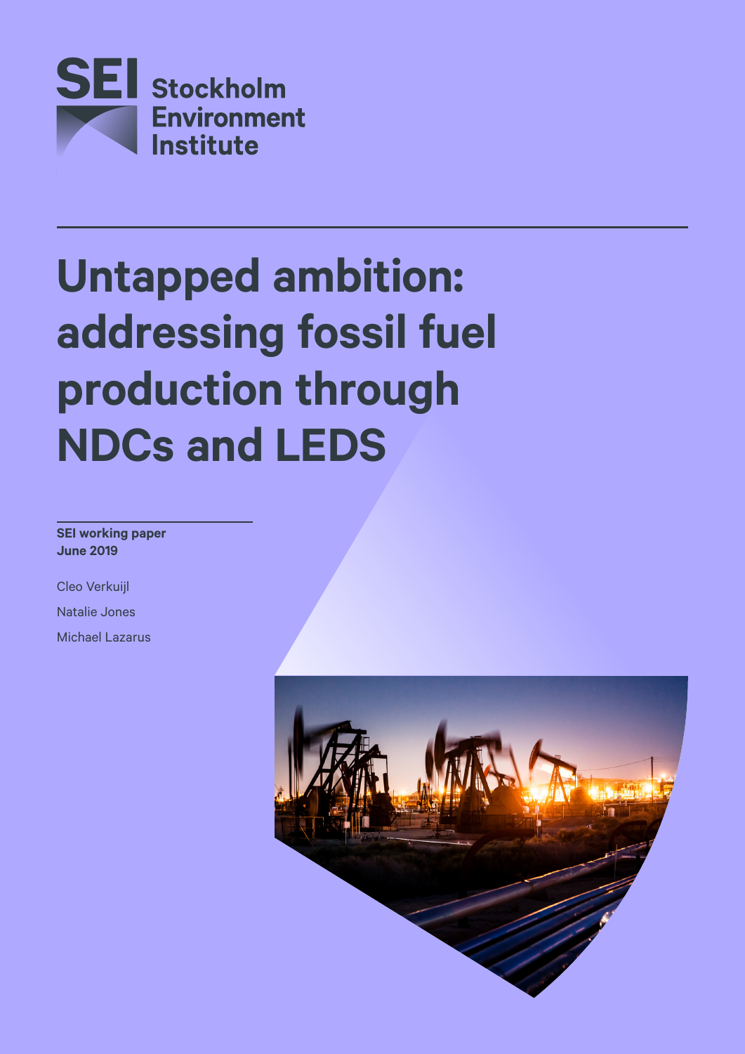SEI Stockholm Environment Institute

# Untapped ambition: addressing fossil fuel production through NDCs and LEDS

**SEI working paper**
**June 2019**

Cleo Verkuijl

Natalie Jones

Michael Lazarus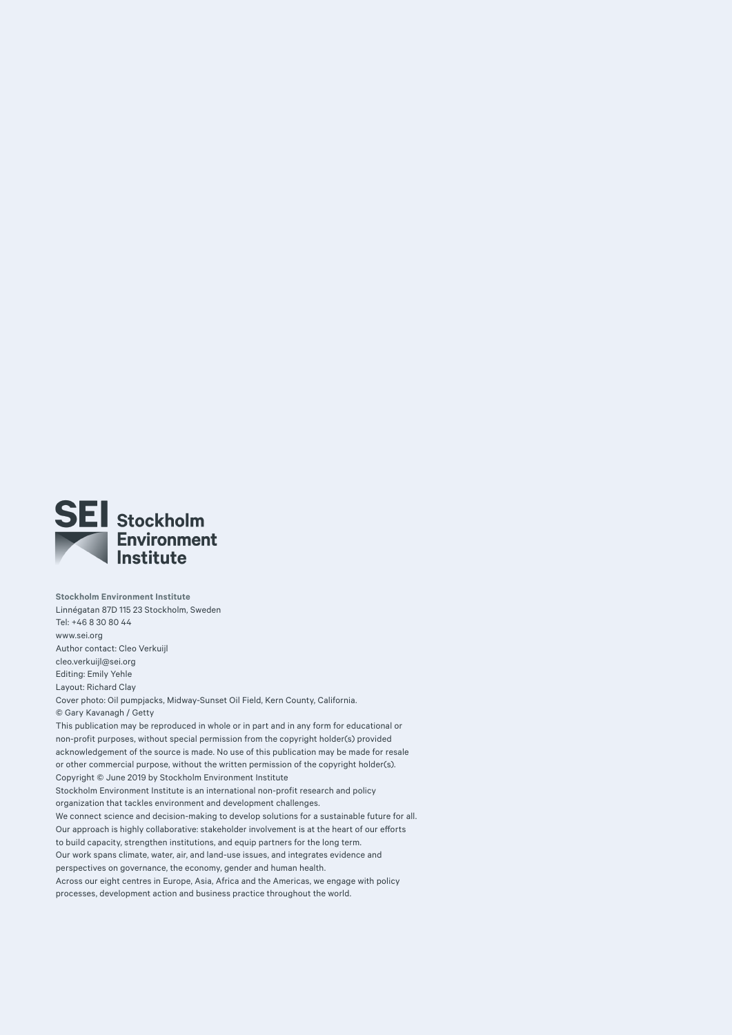**Stockholm Environment Institute**
Linnégatan 87D 115 23 Stockholm, Sweden
Tel: +46 8 30 80 44
www.sei.org
Author contact: Cleo Verkuijl
cleo.verkuijl@sei.org
Editing: Emily Yehle
Layout: Richard Clay
Cover photo: Oil pumpjacks, Midway-Sunset Oil Field, Kern County, California.
© Gary Kavanagh / Getty

This publication may be reproduced in whole or in part and in any form for educational or non-profit purposes, without special permission from the copyright holder(s) provided acknowledgement of the source is made. No use of this publication may be made for resale or other commercial purpose, without the written permission of the copyright holder(s).

Copyright © June 2019 by Stockholm Environment Institute

Stockholm Environment Institute is an international non-profit research and policy organization that tackles environment and development challenges.

We connect science and decision-making to develop solutions for a sustainable future for all.

Our approach is highly collaborative: stakeholder involvement is at the heart of our efforts to build capacity, strengthen institutions, and equip partners for the long term.

Our work spans climate, water, air, and land-use issues, and integrates evidence and perspectives on governance, the economy, gender and human health.

Across our eight centres in Europe, Asia, Africa and the Americas, we engage with policy processes, development action and business practice throughout the world.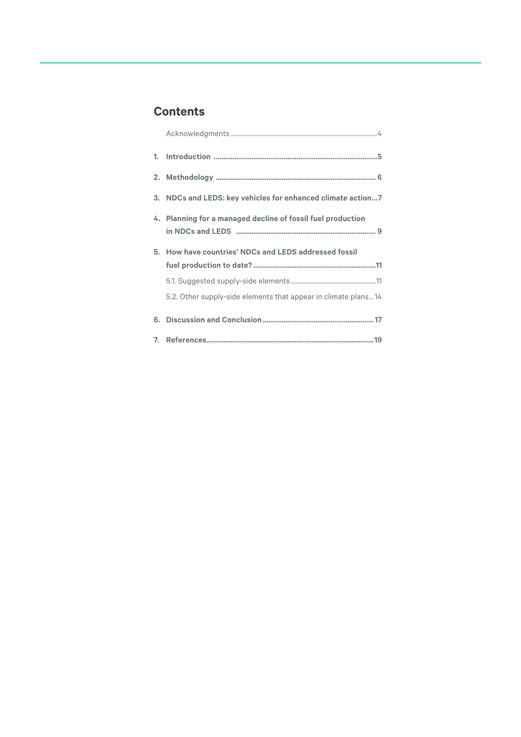# Contents

Acknowledgments ............................................................................................4

**1. Introduction** ......................................................................................**5**

**2. Methodology** ....................................................................................**6**

**3. NDCs and LEDS: key vehicles for enhanced climate action**...**7**

**4. Planning for a managed decline of fossil fuel production in NDCs and LEDS** .........................................................................**9**

**5. How have countries' NDCs and LEDS addressed fossil fuel production to date?** ..................................................................**11**

5.1. Suggested supply-side elements .......................................................11

5.2. Other supply-side elements that appear in climate plans...14

**6. Discussion and Conclusion** ...........................................................**17**

**7. References**.........................................................................................**19**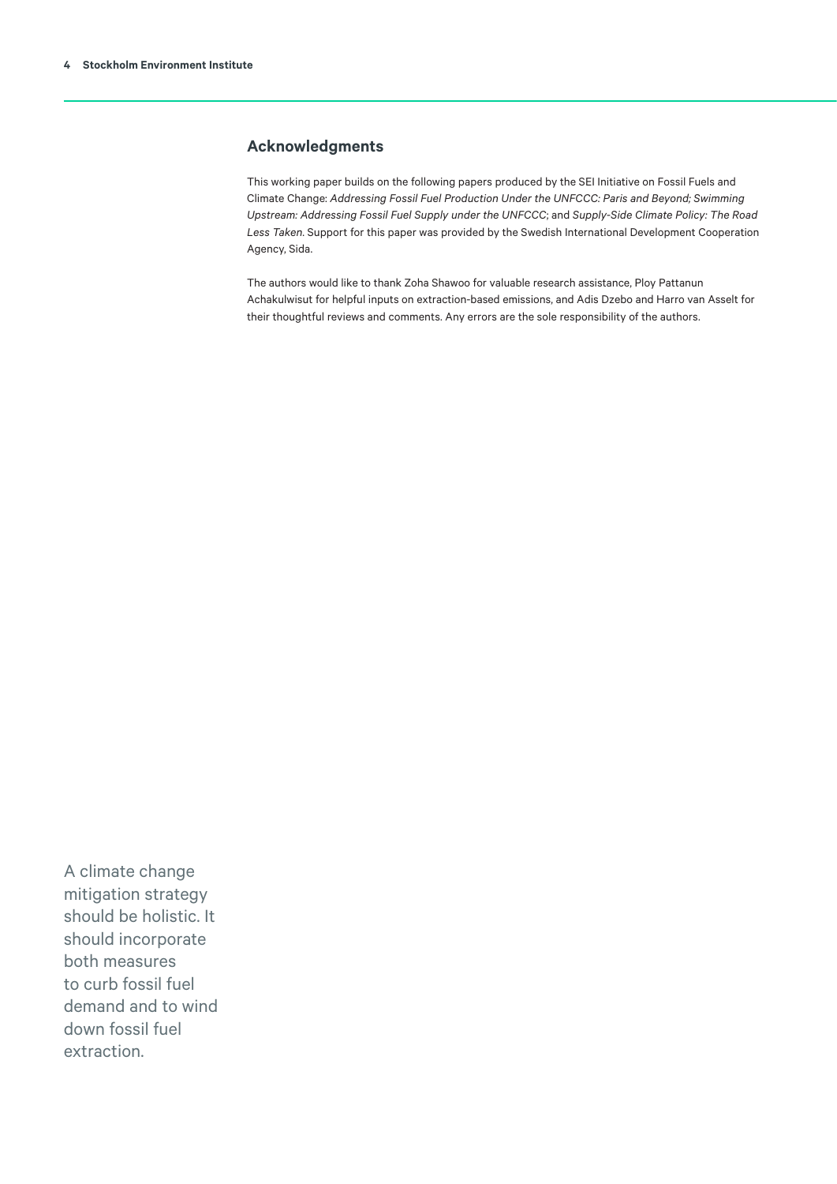## Acknowledgments

This working paper builds on the following papers produced by the SEI Initiative on Fossil Fuels and Climate Change: *Addressing Fossil Fuel Production Under the UNFCCC: Paris and Beyond; Swimming Upstream: Addressing Fossil Fuel Supply under the UNFCCC*; and *Supply-Side Climate Policy: The Road Less Taken*. Support for this paper was provided by the Swedish International Development Cooperation Agency, Sida.

The authors would like to thank Zoha Shawoo for valuable research assistance, Ploy Pattanun Achakulwisut for helpful inputs on extraction-based emissions, and Adis Dzebo and Harro van Asselt for their thoughtful reviews and comments. Any errors are the sole responsibility of the authors.

A climate change mitigation strategy should be holistic. It should incorporate both measures to curb fossil fuel demand and to wind down fossil fuel extraction.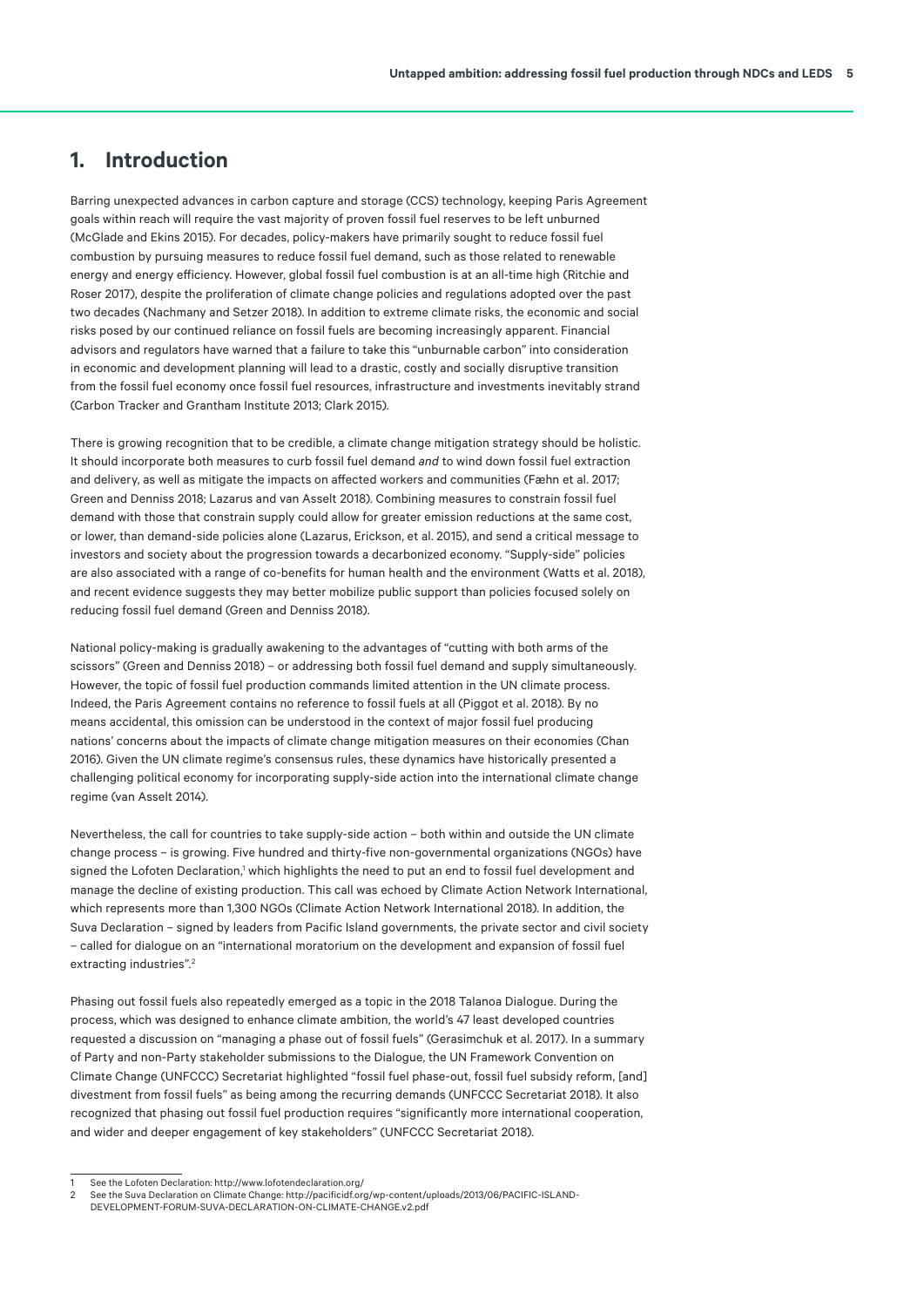# 1. Introduction

Barring unexpected advances in carbon capture and storage (CCS) technology, keeping Paris Agreement goals within reach will require the vast majority of proven fossil fuel reserves to be left unburned (McGlade and Ekins 2015). For decades, policy-makers have primarily sought to reduce fossil fuel combustion by pursuing measures to reduce fossil fuel demand, such as those related to renewable energy and energy efficiency. However, global fossil fuel combustion is at an all-time high (Ritchie and Roser 2017), despite the proliferation of climate change policies and regulations adopted over the past two decades (Nachmany and Setzer 2018). In addition to extreme climate risks, the economic and social risks posed by our continued reliance on fossil fuels are becoming increasingly apparent. Financial advisors and regulators have warned that a failure to take this "unburnable carbon" into consideration in economic and development planning will lead to a drastic, costly and socially disruptive transition from the fossil fuel economy once fossil fuel resources, infrastructure and investments inevitably strand (Carbon Tracker and Grantham Institute 2013; Clark 2015).

There is growing recognition that to be credible, a climate change mitigation strategy should be holistic. It should incorporate both measures to curb fossil fuel demand *and* to wind down fossil fuel extraction and delivery, as well as mitigate the impacts on affected workers and communities (Fæhn et al. 2017; Green and Denniss 2018; Lazarus and van Asselt 2018). Combining measures to constrain fossil fuel demand with those that constrain supply could allow for greater emission reductions at the same cost, or lower, than demand-side policies alone (Lazarus, Erickson, et al. 2015), and send a critical message to investors and society about the progression towards a decarbonized economy. "Supply-side" policies are also associated with a range of co-benefits for human health and the environment (Watts et al. 2018), and recent evidence suggests they may better mobilize public support than policies focused solely on reducing fossil fuel demand (Green and Denniss 2018).

National policy-making is gradually awakening to the advantages of "cutting with both arms of the scissors" (Green and Denniss 2018) – or addressing both fossil fuel demand and supply simultaneously. However, the topic of fossil fuel production commands limited attention in the UN climate process. Indeed, the Paris Agreement contains no reference to fossil fuels at all (Piggot et al. 2018). By no means accidental, this omission can be understood in the context of major fossil fuel producing nations' concerns about the impacts of climate change mitigation measures on their economies (Chan 2016). Given the UN climate regime's consensus rules, these dynamics have historically presented a challenging political economy for incorporating supply-side action into the international climate change regime (van Asselt 2014).

Nevertheless, the call for countries to take supply-side action – both within and outside the UN climate change process – is growing. Five hundred and thirty-five non-governmental organizations (NGOs) have signed the Lofoten Declaration,[1] which highlights the need to put an end to fossil fuel development and manage the decline of existing production. This call was echoed by Climate Action Network International, which represents more than 1,300 NGOs (Climate Action Network International 2018). In addition, the Suva Declaration – signed by leaders from Pacific Island governments, the private sector and civil society – called for dialogue on an "international moratorium on the development and expansion of fossil fuel extracting industries".[2]

Phasing out fossil fuels also repeatedly emerged as a topic in the 2018 Talanoa Dialogue. During the process, which was designed to enhance climate ambition, the world's 47 least developed countries requested a discussion on "managing a phase out of fossil fuels" (Gerasimchuk et al. 2017). In a summary of Party and non-Party stakeholder submissions to the Dialogue, the UN Framework Convention on Climate Change (UNFCCC) Secretariat highlighted "fossil fuel phase-out, fossil fuel subsidy reform, [and] divestment from fossil fuels" as being among the recurring demands (UNFCCC Secretariat 2018). It also recognized that phasing out fossil fuel production requires "significantly more international cooperation, and wider and deeper engagement of key stakeholders" (UNFCCC Secretariat 2018).

---

1 See the Lofoten Declaration: http://www.lofotendeclaration.org/

2 See the Suva Declaration on Climate Change: http://pacificidf.org/wp-content/uploads/2013/06/PACIFIC-ISLAND-DEVELOPMENT-FORUM-SUVA-DECLARATION-ON-CLIMATE-CHANGE.v2.pdf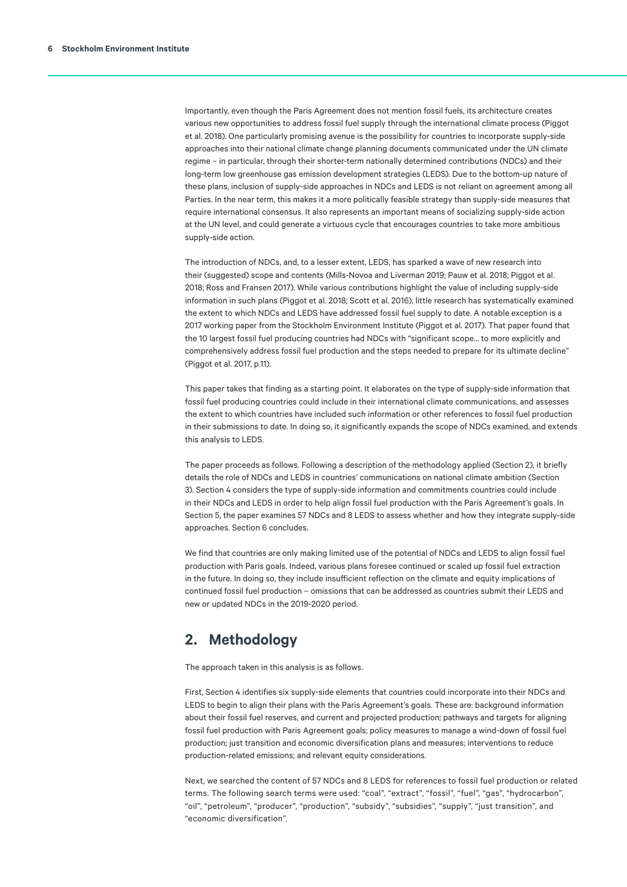Importantly, even though the Paris Agreement does not mention fossil fuels, its architecture creates various new opportunities to address fossil fuel supply through the international climate process (Piggot et al. 2018). One particularly promising avenue is the possibility for countries to incorporate supply-side approaches into their national climate change planning documents communicated under the UN climate regime – in particular, through their shorter-term nationally determined contributions (NDCs) and their long-term low greenhouse gas emission development strategies (LEDS). Due to the bottom-up nature of these plans, inclusion of supply-side approaches in NDCs and LEDS is not reliant on agreement among all Parties. In the near term, this makes it a more politically feasible strategy than supply-side measures that require international consensus. It also represents an important means of socializing supply-side action at the UN level, and could generate a virtuous cycle that encourages countries to take more ambitious supply-side action.

The introduction of NDCs, and, to a lesser extent, LEDS, has sparked a wave of new research into their (suggested) scope and contents (Mills-Novoa and Liverman 2019; Pauw et al. 2018; Piggot et al. 2018; Ross and Fransen 2017). While various contributions highlight the value of including supply-side information in such plans (Piggot et al. 2018; Scott et al. 2016), little research has systematically examined the extent to which NDCs and LEDS have addressed fossil fuel supply to date. A notable exception is a 2017 working paper from the Stockholm Environment Institute (Piggot et al. 2017). That paper found that the 10 largest fossil fuel producing countries had NDCs with "significant scope… to more explicitly and comprehensively address fossil fuel production and the steps needed to prepare for its ultimate decline" (Piggot et al. 2017, p.11).

This paper takes that finding as a starting point. It elaborates on the type of supply-side information that fossil fuel producing countries could include in their international climate communications, and assesses the extent to which countries have included such information or other references to fossil fuel production in their submissions to date. In doing so, it significantly expands the scope of NDCs examined, and extends this analysis to LEDS.

The paper proceeds as follows. Following a description of the methodology applied (Section 2), it briefly details the role of NDCs and LEDS in countries' communications on national climate ambition (Section 3). Section 4 considers the type of supply-side information and commitments countries could include in their NDCs and LEDS in order to help align fossil fuel production with the Paris Agreement's goals. In Section 5, the paper examines 57 NDCs and 8 LEDS to assess whether and how they integrate supply-side approaches. Section 6 concludes.

We find that countries are only making limited use of the potential of NDCs and LEDS to align fossil fuel production with Paris goals. Indeed, various plans foresee continued or scaled up fossil fuel extraction in the future. In doing so, they include insufficient reflection on the climate and equity implications of continued fossil fuel production – omissions that can be addressed as countries submit their LEDS and new or updated NDCs in the 2019-2020 period.

## 2. Methodology

The approach taken in this analysis is as follows.

First, Section 4 identifies six supply-side elements that countries could incorporate into their NDCs and LEDS to begin to align their plans with the Paris Agreement's goals. These are: background information about their fossil fuel reserves, and current and projected production; pathways and targets for aligning fossil fuel production with Paris Agreement goals; policy measures to manage a wind-down of fossil fuel production; just transition and economic diversification plans and measures; interventions to reduce production-related emissions; and relevant equity considerations.

Next, we searched the content of 57 NDCs and 8 LEDS for references to fossil fuel production or related terms. The following search terms were used: "coal", "extract", "fossil", "fuel", "gas", "hydrocarbon", "oil", "petroleum", "producer", "production", "subsidy", "subsidies", "supply", "just transition", and "economic diversification".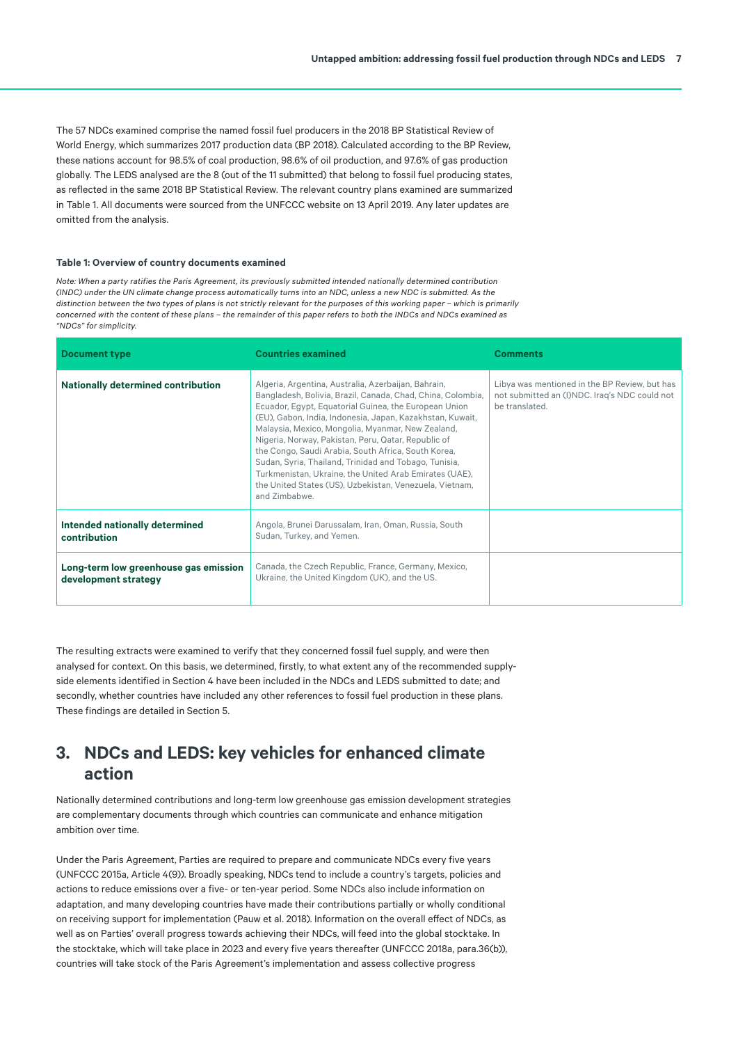The 57 NDCs examined comprise the named fossil fuel producers in the 2018 BP Statistical Review of World Energy, which summarizes 2017 production data (BP 2018). Calculated according to the BP Review, these nations account for 98.5% of coal production, 98.6% of oil production, and 97.6% of gas production globally. The LEDS analysed are the 8 (out of the 11 submitted) that belong to fossil fuel producing states, as reflected in the same 2018 BP Statistical Review. The relevant country plans examined are summarized in Table 1. All documents were sourced from the UNFCCC website on 13 April 2019. Any later updates are omitted from the analysis.

**Table 1: Overview of country documents examined**

*Note: When a party ratifies the Paris Agreement, its previously submitted intended nationally determined contribution (INDC) under the UN climate change process automatically turns into an NDC, unless a new NDC is submitted. As the distinction between the two types of plans is not strictly relevant for the purposes of this working paper – which is primarily concerned with the content of these plans – the remainder of this paper refers to both the INDCs and NDCs examined as "NDCs" for simplicity.*

| Document type | Countries examined | Comments |
|---|---|---|
| **Nationally determined contribution** | Algeria, Argentina, Australia, Azerbaijan, Bahrain, Bangladesh, Bolivia, Brazil, Canada, Chad, China, Colombia, Ecuador, Egypt, Equatorial Guinea, the European Union (EU), Gabon, India, Indonesia, Japan, Kazakhstan, Kuwait, Malaysia, Mexico, Mongolia, Myanmar, New Zealand, Nigeria, Norway, Pakistan, Peru, Qatar, Republic of the Congo, Saudi Arabia, South Africa, South Korea, Sudan, Syria, Thailand, Trinidad and Tobago, Tunisia, Turkmenistan, Ukraine, the United Arab Emirates (UAE), the United States (US), Uzbekistan, Venezuela, Vietnam, and Zimbabwe. | Libya was mentioned in the BP Review, but has not submitted an (I)NDC. Iraq's NDC could not be translated. |
| **Intended nationally determined contribution** | Angola, Brunei Darussalam, Iran, Oman, Russia, South Sudan, Turkey, and Yemen. | |
| **Long-term low greenhouse gas emission development strategy** | Canada, the Czech Republic, France, Germany, Mexico, Ukraine, the United Kingdom (UK), and the US. | |

The resulting extracts were examined to verify that they concerned fossil fuel supply, and were then analysed for context. On this basis, we determined, firstly, to what extent any of the recommended supply-side elements identified in Section 4 have been included in the NDCs and LEDS submitted to date; and secondly, whether countries have included any other references to fossil fuel production in these plans. These findings are detailed in Section 5.

## 3. NDCs and LEDS: key vehicles for enhanced climate action

Nationally determined contributions and long-term low greenhouse gas emission development strategies are complementary documents through which countries can communicate and enhance mitigation ambition over time.

Under the Paris Agreement, Parties are required to prepare and communicate NDCs every five years (UNFCCC 2015a, Article 4(9)). Broadly speaking, NDCs tend to include a country's targets, policies and actions to reduce emissions over a five- or ten-year period. Some NDCs also include information on adaptation, and many developing countries have made their contributions partially or wholly conditional on receiving support for implementation (Pauw et al. 2018). Information on the overall effect of NDCs, as well as on Parties' overall progress towards achieving their NDCs, will feed into the global stocktake. In the stocktake, which will take place in 2023 and every five years thereafter (UNFCCC 2018a, para.36(b)), countries will take stock of the Paris Agreement's implementation and assess collective progress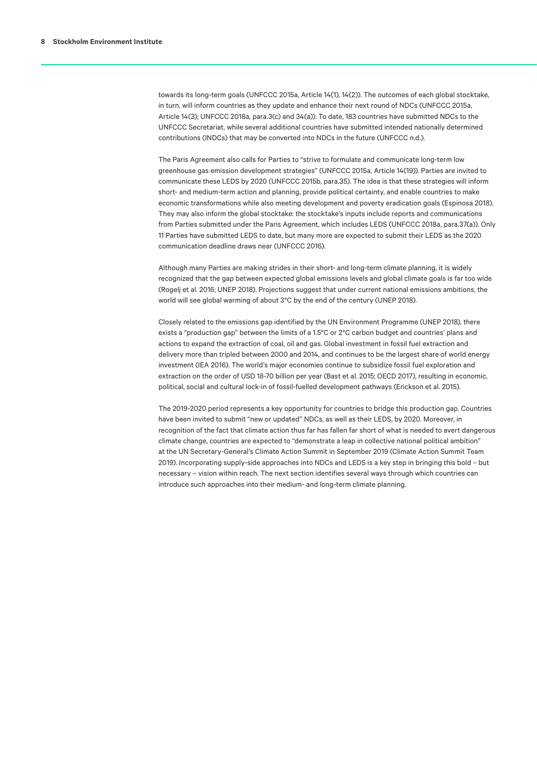towards its long-term goals (UNFCCC 2015a, Article 14(1), 14(2)). The outcomes of each global stocktake, in turn, will inform countries as they update and enhance their next round of NDCs (UNFCCC 2015a, Article 14(3); UNFCCC 2018a, para.3(c) and 34(a)). To date, 183 countries have submitted NDCs to the UNFCCC Secretariat, while several additional countries have submitted intended nationally determined contributions (INDCs) that may be converted into NDCs in the future (UNFCCC n.d.).

The Paris Agreement also calls for Parties to "strive to formulate and communicate long-term low greenhouse gas emission development strategies" (UNFCCC 2015a, Article 14(19)). Parties are invited to communicate these LEDS by 2020 (UNFCCC 2015b, para.35). The idea is that these strategies will inform short- and medium-term action and planning, provide political certainty, and enable countries to make economic transformations while also meeting development and poverty eradication goals (Espinosa 2018). They may also inform the global stocktake: the stocktake's inputs include reports and communications from Parties submitted under the Paris Agreement, which includes LEDS (UNFCCC 2018a, para.37(a)). Only 11 Parties have submitted LEDS to date, but many more are expected to submit their LEDS as the 2020 communication deadline draws near (UNFCCC 2016).

Although many Parties are making strides in their short- and long-term climate planning, it is widely recognized that the gap between expected global emissions levels and global climate goals is far too wide (Rogelj et al. 2016; UNEP 2018). Projections suggest that under current national emissions ambitions, the world will see global warming of about 3°C by the end of the century (UNEP 2018).

Closely related to the emissions gap identified by the UN Environment Programme (UNEP 2018), there exists a "production gap" between the limits of a 1.5°C or 2°C carbon budget and countries' plans and actions to expand the extraction of coal, oil and gas. Global investment in fossil fuel extraction and delivery more than tripled between 2000 and 2014, and continues to be the largest share of world energy investment (IEA 2016). The world's major economies continue to subsidize fossil fuel exploration and extraction on the order of USD 18-70 billion per year (Bast et al. 2015; OECD 2017), resulting in economic, political, social and cultural lock-in of fossil-fuelled development pathways (Erickson et al. 2015).

The 2019-2020 period represents a key opportunity for countries to bridge this production gap. Countries have been invited to submit "new or updated" NDCs, as well as their LEDS, by 2020. Moreover, in recognition of the fact that climate action thus far has fallen far short of what is needed to avert dangerous climate change, countries are expected to "demonstrate a leap in collective national political ambition" at the UN Secretary-General's Climate Action Summit in September 2019 (Climate Action Summit Team 2019). Incorporating supply-side approaches into NDCs and LEDS is a key step in bringing this bold – but necessary – vision within reach. The next section identifies several ways through which countries can introduce such approaches into their medium- and long-term climate planning.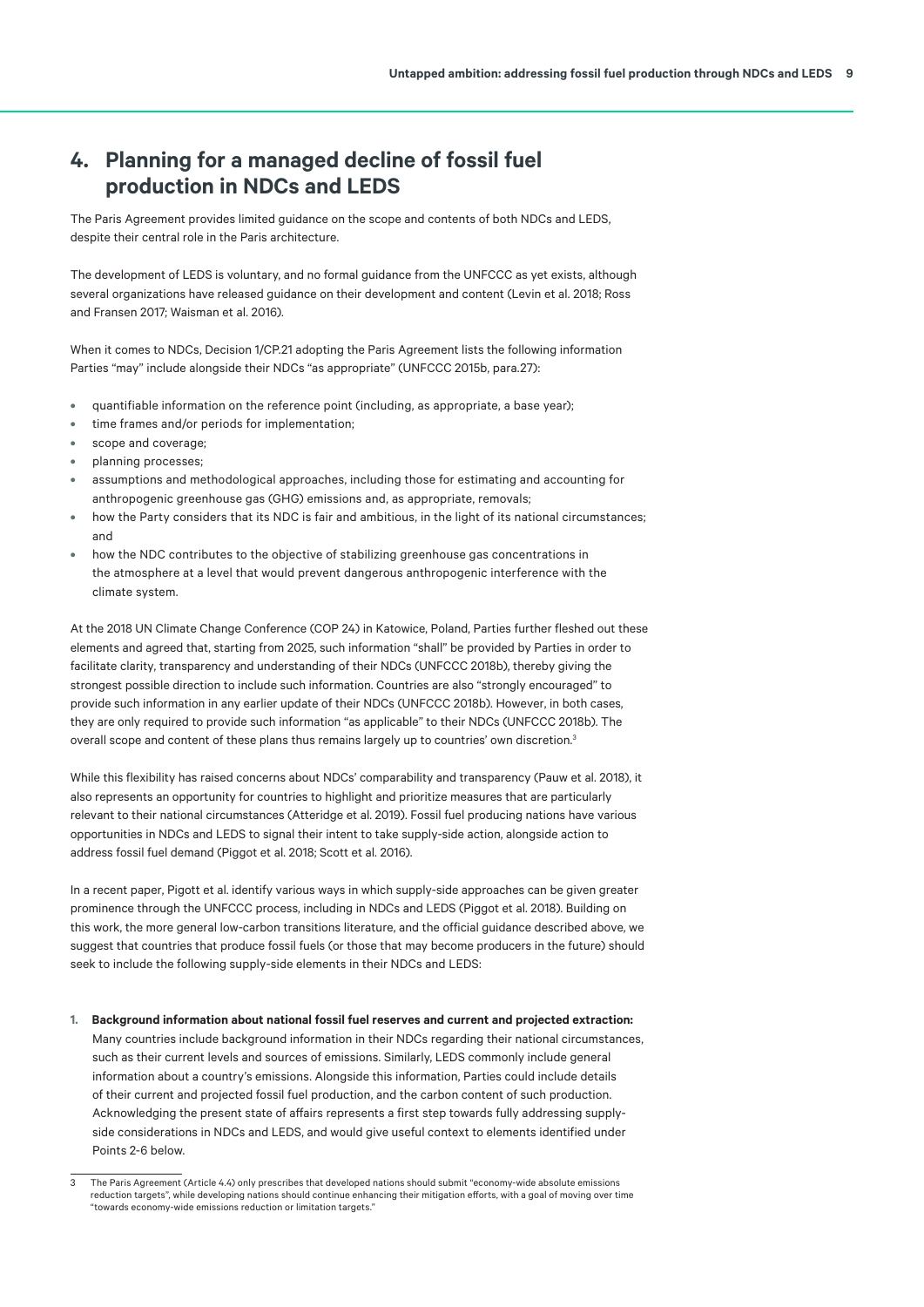## 4. Planning for a managed decline of fossil fuel production in NDCs and LEDS

The Paris Agreement provides limited guidance on the scope and contents of both NDCs and LEDS, despite their central role in the Paris architecture.

The development of LEDS is voluntary, and no formal guidance from the UNFCCC as yet exists, although several organizations have released guidance on their development and content (Levin et al. 2018; Ross and Fransen 2017; Waisman et al. 2016).

When it comes to NDCs, Decision 1/CP.21 adopting the Paris Agreement lists the following information Parties "may" include alongside their NDCs "as appropriate" (UNFCCC 2015b, para.27):

- quantifiable information on the reference point (including, as appropriate, a base year);
- time frames and/or periods for implementation;
- scope and coverage;
- planning processes;
- assumptions and methodological approaches, including those for estimating and accounting for anthropogenic greenhouse gas (GHG) emissions and, as appropriate, removals;
- how the Party considers that its NDC is fair and ambitious, in the light of its national circumstances; and
- how the NDC contributes to the objective of stabilizing greenhouse gas concentrations in the atmosphere at a level that would prevent dangerous anthropogenic interference with the climate system.

At the 2018 UN Climate Change Conference (COP 24) in Katowice, Poland, Parties further fleshed out these elements and agreed that, starting from 2025, such information "shall" be provided by Parties in order to facilitate clarity, transparency and understanding of their NDCs (UNFCCC 2018b), thereby giving the strongest possible direction to include such information. Countries are also "strongly encouraged" to provide such information in any earlier update of their NDCs (UNFCCC 2018b). However, in both cases, they are only required to provide such information "as applicable" to their NDCs (UNFCCC 2018b). The overall scope and content of these plans thus remains largely up to countries' own discretion.[3]

While this flexibility has raised concerns about NDCs' comparability and transparency (Pauw et al. 2018), it also represents an opportunity for countries to highlight and prioritize measures that are particularly relevant to their national circumstances (Atteridge et al. 2019). Fossil fuel producing nations have various opportunities in NDCs and LEDS to signal their intent to take supply-side action, alongside action to address fossil fuel demand (Piggot et al. 2018; Scott et al. 2016).

In a recent paper, Pigott et al. identify various ways in which supply-side approaches can be given greater prominence through the UNFCCC process, including in NDCs and LEDS (Piggot et al. 2018). Building on this work, the more general low-carbon transitions literature, and the official guidance described above, we suggest that countries that produce fossil fuels (or those that may become producers in the future) should seek to include the following supply-side elements in their NDCs and LEDS:

1. **Background information about national fossil fuel reserves and current and projected extraction:** Many countries include background information in their NDCs regarding their national circumstances, such as their current levels and sources of emissions. Similarly, LEDS commonly include general information about a country's emissions. Alongside this information, Parties could include details of their current and projected fossil fuel production, and the carbon content of such production. Acknowledging the present state of affairs represents a first step towards fully addressing supply-side considerations in NDCs and LEDS, and would give useful context to elements identified under Points 2-6 below.

---

3 The Paris Agreement (Article 4.4) only prescribes that developed nations should submit "economy-wide absolute emissions reduction targets", while developing nations should continue enhancing their mitigation efforts, with a goal of moving over time "towards economy-wide emissions reduction or limitation targets."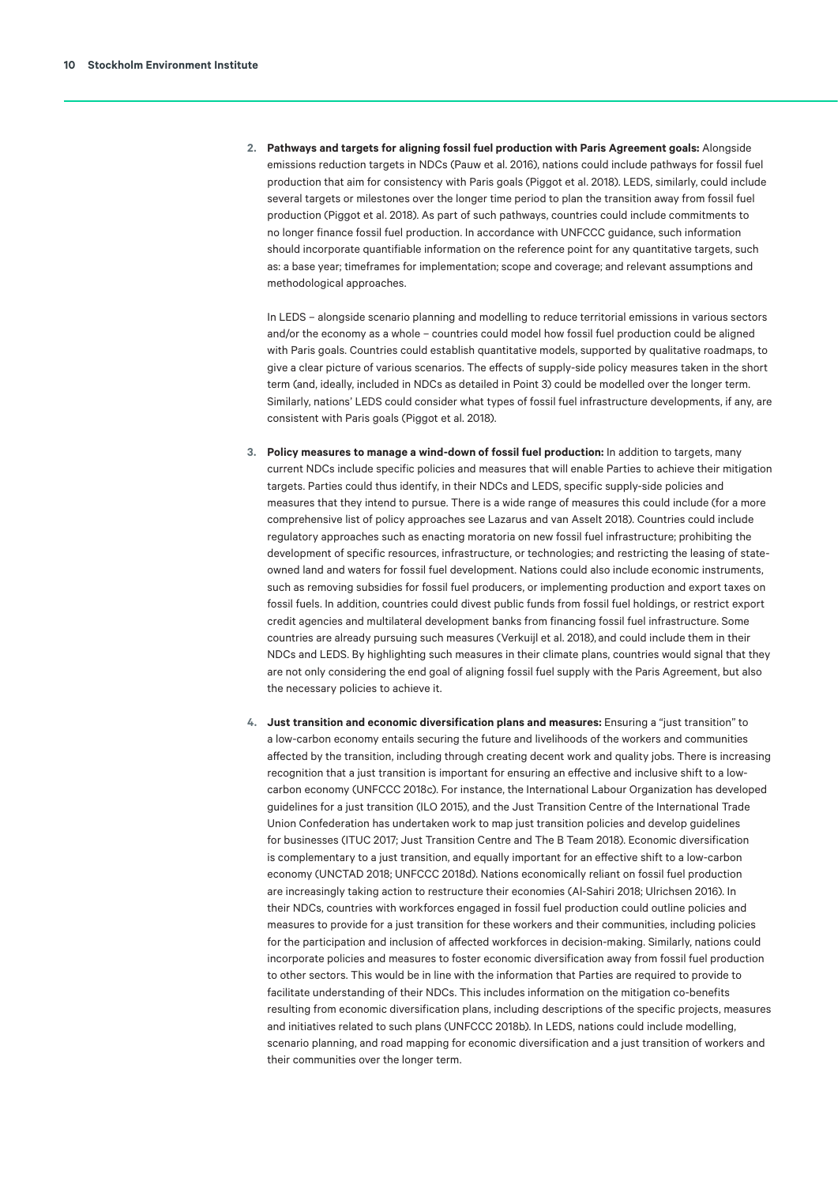2. **Pathways and targets for aligning fossil fuel production with Paris Agreement goals:** Alongside emissions reduction targets in NDCs (Pauw et al. 2016), nations could include pathways for fossil fuel production that aim for consistency with Paris goals (Piggot et al. 2018). LEDS, similarly, could include several targets or milestones over the longer time period to plan the transition away from fossil fuel production (Piggot et al. 2018). As part of such pathways, countries could include commitments to no longer finance fossil fuel production. In accordance with UNFCCC guidance, such information should incorporate quantifiable information on the reference point for any quantitative targets, such as: a base year; timeframes for implementation; scope and coverage; and relevant assumptions and methodological approaches.

   In LEDS – alongside scenario planning and modelling to reduce territorial emissions in various sectors and/or the economy as a whole – countries could model how fossil fuel production could be aligned with Paris goals. Countries could establish quantitative models, supported by qualitative roadmaps, to give a clear picture of various scenarios. The effects of supply-side policy measures taken in the short term (and, ideally, included in NDCs as detailed in Point 3) could be modelled over the longer term. Similarly, nations' LEDS could consider what types of fossil fuel infrastructure developments, if any, are consistent with Paris goals (Piggot et al. 2018).

3. **Policy measures to manage a wind-down of fossil fuel production:** In addition to targets, many current NDCs include specific policies and measures that will enable Parties to achieve their mitigation targets. Parties could thus identify, in their NDCs and LEDS, specific supply-side policies and measures that they intend to pursue. There is a wide range of measures this could include (for a more comprehensive list of policy approaches see Lazarus and van Asselt 2018). Countries could include regulatory approaches such as enacting moratoria on new fossil fuel infrastructure; prohibiting the development of specific resources, infrastructure, or technologies; and restricting the leasing of state-owned land and waters for fossil fuel development. Nations could also include economic instruments, such as removing subsidies for fossil fuel producers, or implementing production and export taxes on fossil fuels. In addition, countries could divest public funds from fossil fuel holdings, or restrict export credit agencies and multilateral development banks from financing fossil fuel infrastructure. Some countries are already pursuing such measures (Verkuijl et al. 2018), and could include them in their NDCs and LEDS. By highlighting such measures in their climate plans, countries would signal that they are not only considering the end goal of aligning fossil fuel supply with the Paris Agreement, but also the necessary policies to achieve it.

4. **Just transition and economic diversification plans and measures:** Ensuring a "just transition" to a low-carbon economy entails securing the future and livelihoods of the workers and communities affected by the transition, including through creating decent work and quality jobs. There is increasing recognition that a just transition is important for ensuring an effective and inclusive shift to a low-carbon economy (UNFCCC 2018c). For instance, the International Labour Organization has developed guidelines for a just transition (ILO 2015), and the Just Transition Centre of the International Trade Union Confederation has undertaken work to map just transition policies and develop guidelines for businesses (ITUC 2017; Just Transition Centre and The B Team 2018). Economic diversification is complementary to a just transition, and equally important for an effective shift to a low-carbon economy (UNCTAD 2018; UNFCCC 2018d). Nations economically reliant on fossil fuel production are increasingly taking action to restructure their economies (Al-Sahiri 2018; Ulrichsen 2016). In their NDCs, countries with workforces engaged in fossil fuel production could outline policies and measures to provide for a just transition for these workers and their communities, including policies for the participation and inclusion of affected workforces in decision-making. Similarly, nations could incorporate policies and measures to foster economic diversification away from fossil fuel production to other sectors. This would be in line with the information that Parties are required to provide to facilitate understanding of their NDCs. This includes information on the mitigation co-benefits resulting from economic diversification plans, including descriptions of the specific projects, measures and initiatives related to such plans (UNFCCC 2018b). In LEDS, nations could include modelling, scenario planning, and road mapping for economic diversification and a just transition of workers and their communities over the longer term.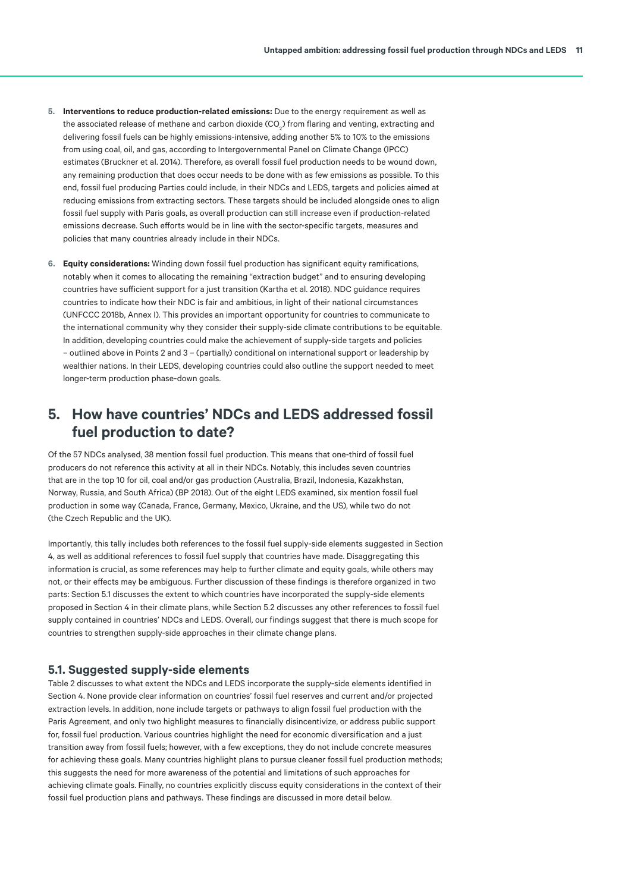5. **Interventions to reduce production-related emissions:** Due to the energy requirement as well as the associated release of methane and carbon dioxide ($CO_2$) from flaring and venting, extracting and delivering fossil fuels can be highly emissions-intensive, adding another 5% to 10% to the emissions from using coal, oil, and gas, according to Intergovernmental Panel on Climate Change (IPCC) estimates (Bruckner et al. 2014). Therefore, as overall fossil fuel production needs to be wound down, any remaining production that does occur needs to be done with as few emissions as possible. To this end, fossil fuel producing Parties could include, in their NDCs and LEDS, targets and policies aimed at reducing emissions from extracting sectors. These targets should be included alongside ones to align fossil fuel supply with Paris goals, as overall production can still increase even if production-related emissions decrease. Such efforts would be in line with the sector-specific targets, measures and policies that many countries already include in their NDCs.

6. **Equity considerations:** Winding down fossil fuel production has significant equity ramifications, notably when it comes to allocating the remaining "extraction budget" and to ensuring developing countries have sufficient support for a just transition (Kartha et al. 2018). NDC guidance requires countries to indicate how their NDC is fair and ambitious, in light of their national circumstances (UNFCCC 2018b, Annex I). This provides an important opportunity for countries to communicate to the international community why they consider their supply-side climate contributions to be equitable. In addition, developing countries could make the achievement of supply-side targets and policies – outlined above in Points 2 and 3 – (partially) conditional on international support or leadership by wealthier nations. In their LEDS, developing countries could also outline the support needed to meet longer-term production phase-down goals.

## 5. How have countries' NDCs and LEDS addressed fossil fuel production to date?

Of the 57 NDCs analysed, 38 mention fossil fuel production. This means that one-third of fossil fuel producers do not reference this activity at all in their NDCs. Notably, this includes seven countries that are in the top 10 for oil, coal and/or gas production (Australia, Brazil, Indonesia, Kazakhstan, Norway, Russia, and South Africa) (BP 2018). Out of the eight LEDS examined, six mention fossil fuel production in some way (Canada, France, Germany, Mexico, Ukraine, and the US), while two do not (the Czech Republic and the UK).

Importantly, this tally includes both references to the fossil fuel supply-side elements suggested in Section 4, as well as additional references to fossil fuel supply that countries have made. Disaggregating this information is crucial, as some references may help to further climate and equity goals, while others may not, or their effects may be ambiguous. Further discussion of these findings is therefore organized in two parts: Section 5.1 discusses the extent to which countries have incorporated the supply-side elements proposed in Section 4 in their climate plans, while Section 5.2 discusses any other references to fossil fuel supply contained in countries' NDCs and LEDS. Overall, our findings suggest that there is much scope for countries to strengthen supply-side approaches in their climate change plans.

### 5.1. Suggested supply-side elements

Table 2 discusses to what extent the NDCs and LEDS incorporate the supply-side elements identified in Section 4. None provide clear information on countries' fossil fuel reserves and current and/or projected extraction levels. In addition, none include targets or pathways to align fossil fuel production with the Paris Agreement, and only two highlight measures to financially disincentivize, or address public support for, fossil fuel production. Various countries highlight the need for economic diversification and a just transition away from fossil fuels; however, with a few exceptions, they do not include concrete measures for achieving these goals. Many countries highlight plans to pursue cleaner fossil fuel production methods; this suggests the need for more awareness of the potential and limitations of such approaches for achieving climate goals. Finally, no countries explicitly discuss equity considerations in the context of their fossil fuel production plans and pathways. These findings are discussed in more detail below.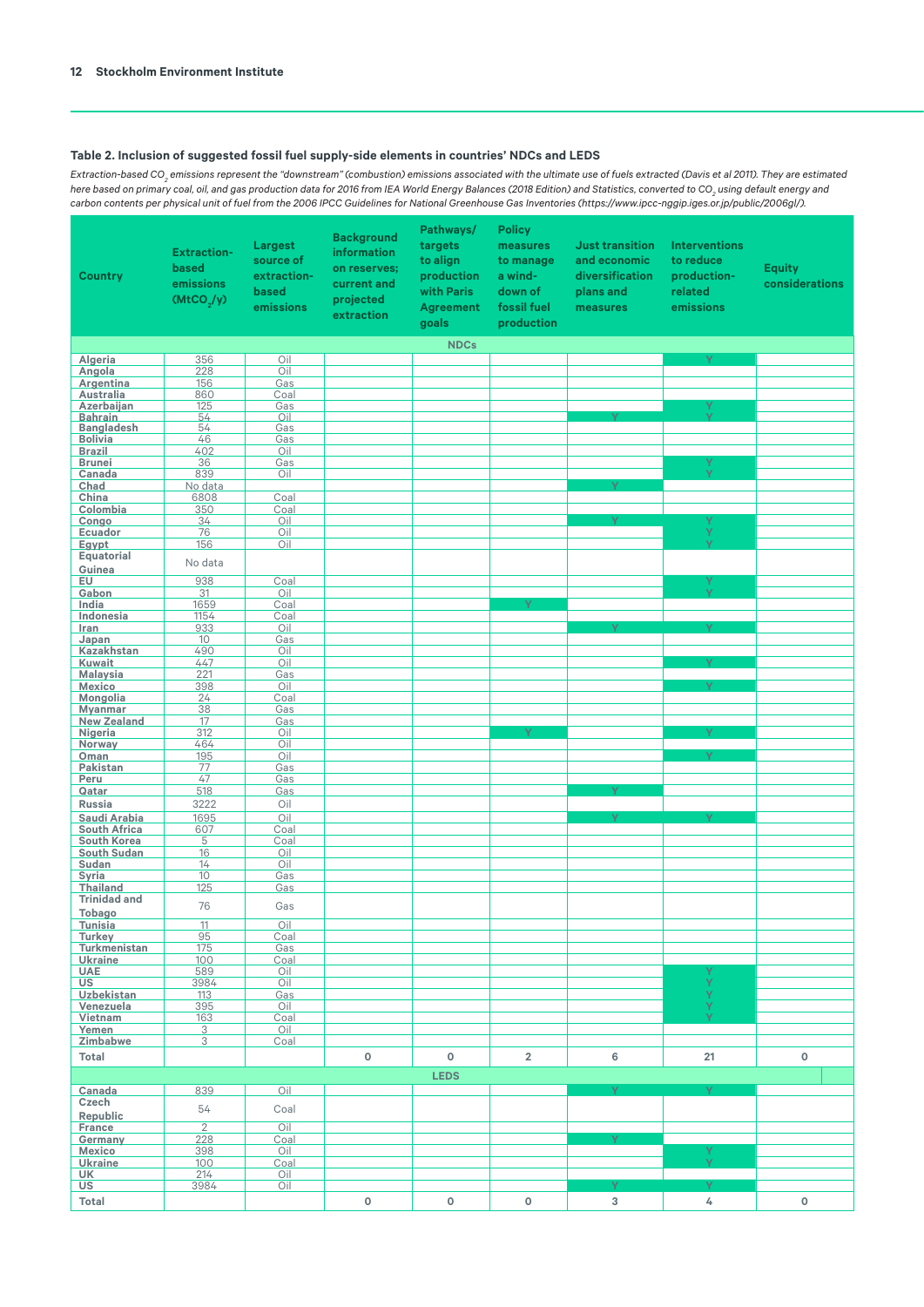### Table 2. Inclusion of suggested fossil fuel supply-side elements in countries' NDCs and LEDS

*Extraction-based $CO_2$ emissions represent the "downstream" (combustion) emissions associated with the ultimate use of fuels extracted (Davis et al 2011). They are estimated here based on primary coal, oil, and gas production data for 2016 from IEA World Energy Balances (2018 Edition) and Statistics, converted to $CO_2$ using default energy and carbon contents per physical unit of fuel from the 2006 IPCC Guidelines for National Greenhouse Gas Inventories (https://www.ipcc-nggip.iges.or.jp/public/2006gl/).*

| Country | Extraction-based emissions ($MtCO_2/y$) | Largest source of extraction-based emissions | Background information on reserves; current and projected extraction | Pathways/ targets to align production with Paris Agreement goals | Policy measures to manage a wind-down of fossil fuel production | Just transition and economic diversification plans and measures | Interventions to reduce production-related emissions | Equity considerations |
|---|---|---|---|---|---|---|---|---|
| **NDCs** | | | | | | | | |
| Algeria | 356 | Oil | | | | | Y | |
| Angola | 228 | Oil | | | | | | |
| Argentina | 156 | Gas | | | | | | |
| Australia | 860 | Coal | | | | | | |
| Azerbaijan | 125 | Gas | | | | | Y | |
| Bahrain | 54 | Oil | | | | Y | Y | |
| Bangladesh | 54 | Gas | | | | | | |
| Bolivia | 46 | Gas | | | | | | |
| Brazil | 402 | Oil | | | | | | |
| Brunei | 36 | Gas | | | | | Y | |
| Canada | 839 | Oil | | | | | Y | |
| Chad | No data | | | | | Y | | |
| China | 6808 | Coal | | | | | | |
| Colombia | 350 | Coal | | | | | | |
| Congo | 34 | Oil | | | | Y | Y | |
| Ecuador | 76 | Oil | | | | | Y | |
| Egypt | 156 | Oil | | | | | Y | |
| Equatorial Guinea | No data | | | | | | | |
| EU | 938 | Coal | | | | | Y | |
| Gabon | 31 | Oil | | | | | Y | |
| India | 1659 | Coal | | | Y | | | |
| Indonesia | 1154 | Coal | | | | | | |
| Iran | 933 | Oil | | | | Y | Y | |
| Japan | 10 | Gas | | | | | | |
| Kazakhstan | 490 | Oil | | | | | | |
| Kuwait | 447 | Oil | | | | | Y | |
| Malaysia | 221 | Gas | | | | | | |
| Mexico | 398 | Oil | | | | | Y | |
| Mongolia | 24 | Coal | | | | | | |
| Myanmar | 38 | Gas | | | | | | |
| New Zealand | 17 | Gas | | | | | | |
| Nigeria | 312 | Oil | | | Y | | Y | |
| Norway | 464 | Oil | | | | | | |
| Oman | 195 | Oil | | | | | Y | |
| Pakistan | 77 | Gas | | | | | | |
| Peru | 47 | Gas | | | | | | |
| Qatar | 518 | Gas | | | | Y | | |
| Russia | 3222 | Oil | | | | | | |
| Saudi Arabia | 1695 | Oil | | | | Y | Y | |
| South Africa | 607 | Coal | | | | | | |
| South Korea | 5 | Coal | | | | | | |
| South Sudan | 16 | Oil | | | | | | |
| Sudan | 14 | Oil | | | | | | |
| Syria | 10 | Gas | | | | | | |
| Thailand | 125 | Gas | | | | | | |
| Trinidad and Tobago | 76 | Gas | | | | | | |
| Tunisia | 11 | Oil | | | | | | |
| Turkey | 95 | Coal | | | | | | |
| Turkmenistan | 175 | Gas | | | | | | |
| Ukraine | 100 | Coal | | | | | | |
| UAE | 589 | Oil | | | | | Y | |
| US | 3984 | Oil | | | | | Y | |
| Uzbekistan | 113 | Gas | | | | | Y | |
| Venezuela | 395 | Oil | | | | | Y | |
| Vietnam | 163 | Coal | | | | | Y | |
| Yemen | 3 | Oil | | | | | | |
| Zimbabwe | 3 | Coal | | | | | | |
| **Total** | | | 0 | 0 | 2 | 6 | 21 | 0 |
| **LEDS** | | | | | | | | |
| Canada | 839 | Oil | | | | Y | Y | |
| Czech Republic | 54 | Coal | | | | | | |
| France | 2 | Oil | | | | | | |
| Germany | 228 | Coal | | | | Y | | |
| Mexico | 398 | Oil | | | | | Y | |
| Ukraine | 100 | Coal | | | | | Y | |
| UK | 214 | Oil | | | | | | |
| US | 3984 | Oil | | | | Y | Y | |
| **Total** | | | 0 | 0 | 0 | 3 | 4 | 0 |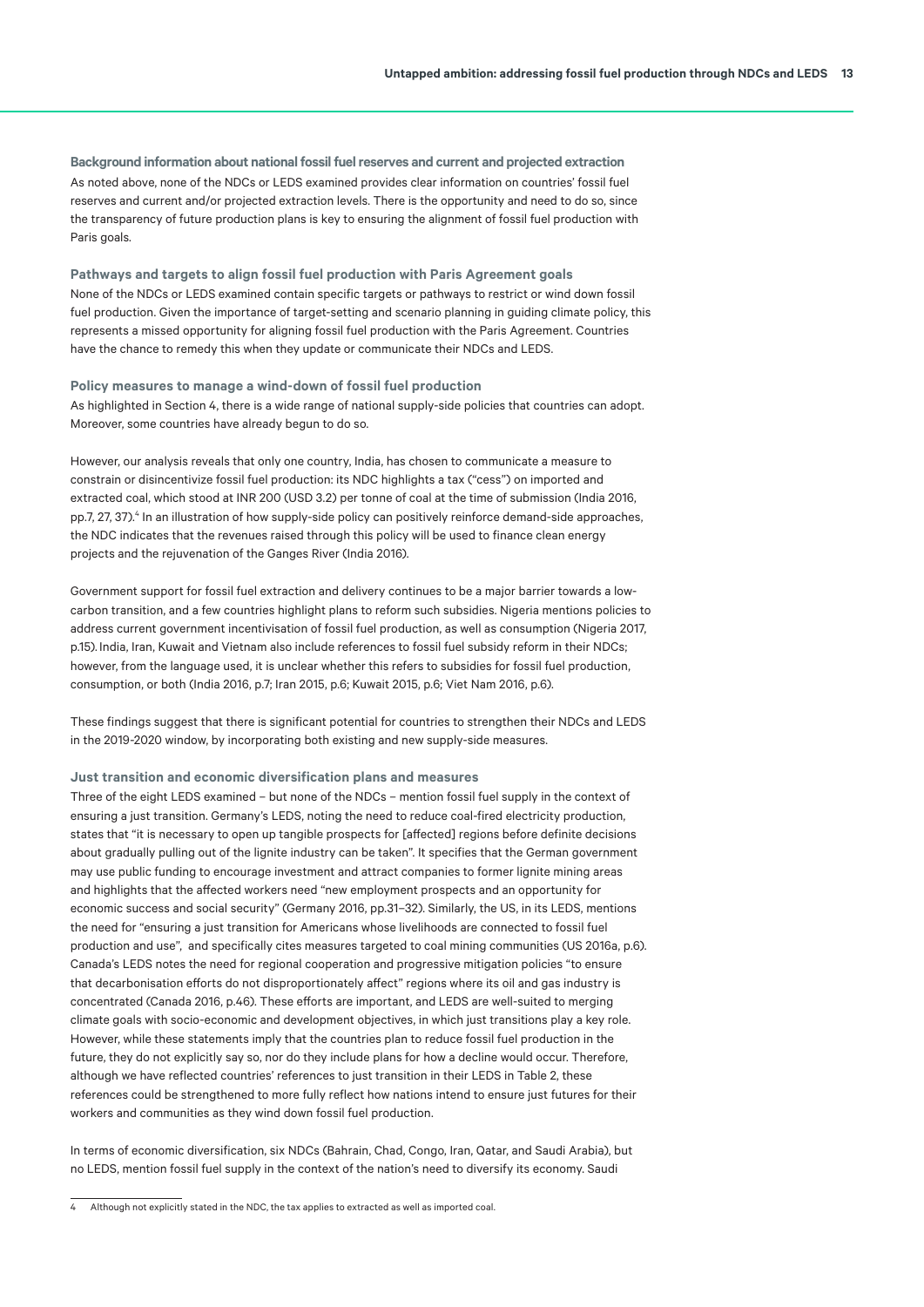### Background information about national fossil fuel reserves and current and projected extraction

As noted above, none of the NDCs or LEDS examined provides clear information on countries' fossil fuel reserves and current and/or projected extraction levels. There is the opportunity and need to do so, since the transparency of future production plans is key to ensuring the alignment of fossil fuel production with Paris goals.

### Pathways and targets to align fossil fuel production with Paris Agreement goals

None of the NDCs or LEDS examined contain specific targets or pathways to restrict or wind down fossil fuel production. Given the importance of target-setting and scenario planning in guiding climate policy, this represents a missed opportunity for aligning fossil fuel production with the Paris Agreement. Countries have the chance to remedy this when they update or communicate their NDCs and LEDS.

### Policy measures to manage a wind-down of fossil fuel production

As highlighted in Section 4, there is a wide range of national supply-side policies that countries can adopt. Moreover, some countries have already begun to do so.

However, our analysis reveals that only one country, India, has chosen to communicate a measure to constrain or disincentivize fossil fuel production: its NDC highlights a tax ("cess") on imported and extracted coal, which stood at INR 200 (USD 3.2) per tonne of coal at the time of submission (India 2016, pp.7, 27, 37).[4] In an illustration of how supply-side policy can positively reinforce demand-side approaches, the NDC indicates that the revenues raised through this policy will be used to finance clean energy projects and the rejuvenation of the Ganges River (India 2016).

Government support for fossil fuel extraction and delivery continues to be a major barrier towards a low-carbon transition, and a few countries highlight plans to reform such subsidies. Nigeria mentions policies to address current government incentivisation of fossil fuel production, as well as consumption (Nigeria 2017, p.15). India, Iran, Kuwait and Vietnam also include references to fossil fuel subsidy reform in their NDCs; however, from the language used, it is unclear whether this refers to subsidies for fossil fuel production, consumption, or both (India 2016, p.7; Iran 2015, p.6; Kuwait 2015, p.6; Viet Nam 2016, p.6).

These findings suggest that there is significant potential for countries to strengthen their NDCs and LEDS in the 2019-2020 window, by incorporating both existing and new supply-side measures.

### Just transition and economic diversification plans and measures

Three of the eight LEDS examined – but none of the NDCs – mention fossil fuel supply in the context of ensuring a just transition. Germany's LEDS, noting the need to reduce coal-fired electricity production, states that "it is necessary to open up tangible prospects for [affected] regions before definite decisions about gradually pulling out of the lignite industry can be taken". It specifies that the German government may use public funding to encourage investment and attract companies to former lignite mining areas and highlights that the affected workers need "new employment prospects and an opportunity for economic success and social security" (Germany 2016, pp.31–32). Similarly, the US, in its LEDS, mentions the need for "ensuring a just transition for Americans whose livelihoods are connected to fossil fuel production and use", and specifically cites measures targeted to coal mining communities (US 2016a, p.6). Canada's LEDS notes the need for regional cooperation and progressive mitigation policies "to ensure that decarbonisation efforts do not disproportionately affect" regions where its oil and gas industry is concentrated (Canada 2016, p.46). These efforts are important, and LEDS are well-suited to merging climate goals with socio-economic and development objectives, in which just transitions play a key role. However, while these statements imply that the countries plan to reduce fossil fuel production in the future, they do not explicitly say so, nor do they include plans for how a decline would occur. Therefore, although we have reflected countries' references to just transition in their LEDS in Table 2, these references could be strengthened to more fully reflect how nations intend to ensure just futures for their workers and communities as they wind down fossil fuel production.

In terms of economic diversification, six NDCs (Bahrain, Chad, Congo, Iran, Qatar, and Saudi Arabia), but no LEDS, mention fossil fuel supply in the context of the nation's need to diversify its economy. Saudi

---

4 Although not explicitly stated in the NDC, the tax applies to extracted as well as imported coal.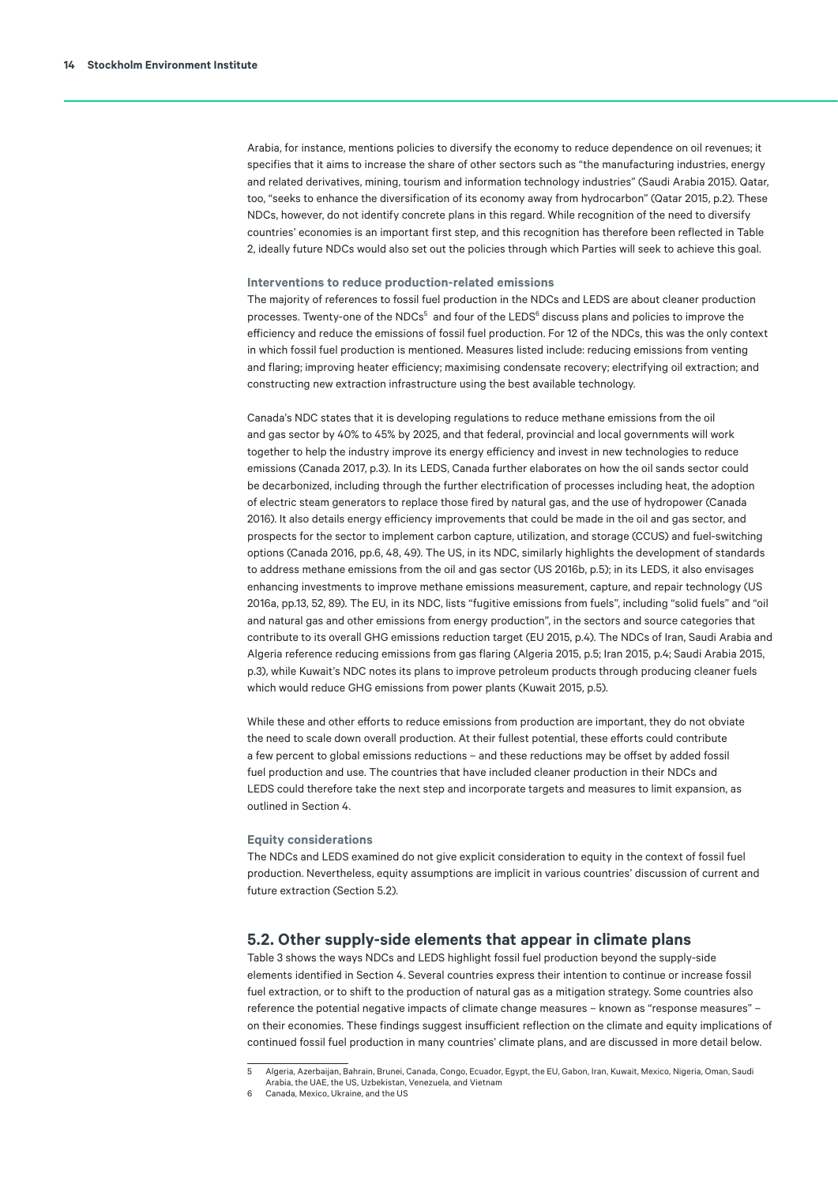Arabia, for instance, mentions policies to diversify the economy to reduce dependence on oil revenues; it specifies that it aims to increase the share of other sectors such as "the manufacturing industries, energy and related derivatives, mining, tourism and information technology industries" (Saudi Arabia 2015). Qatar, too, "seeks to enhance the diversification of its economy away from hydrocarbon" (Qatar 2015, p.2). These NDCs, however, do not identify concrete plans in this regard. While recognition of the need to diversify countries' economies is an important first step, and this recognition has therefore been reflected in Table 2, ideally future NDCs would also set out the policies through which Parties will seek to achieve this goal.

#### Interventions to reduce production-related emissions

The majority of references to fossil fuel production in the NDCs and LEDS are about cleaner production processes. Twenty-one of the NDCs[5] and four of the LEDS[6] discuss plans and policies to improve the efficiency and reduce the emissions of fossil fuel production. For 12 of the NDCs, this was the only context in which fossil fuel production is mentioned. Measures listed include: reducing emissions from venting and flaring; improving heater efficiency; maximising condensate recovery; electrifying oil extraction; and constructing new extraction infrastructure using the best available technology.

Canada's NDC states that it is developing regulations to reduce methane emissions from the oil and gas sector by 40% to 45% by 2025, and that federal, provincial and local governments will work together to help the industry improve its energy efficiency and invest in new technologies to reduce emissions (Canada 2017, p.3). In its LEDS, Canada further elaborates on how the oil sands sector could be decarbonized, including through the further electrification of processes including heat, the adoption of electric steam generators to replace those fired by natural gas, and the use of hydropower (Canada 2016). It also details energy efficiency improvements that could be made in the oil and gas sector, and prospects for the sector to implement carbon capture, utilization, and storage (CCUS) and fuel-switching options (Canada 2016, pp.6, 48, 49). The US, in its NDC, similarly highlights the development of standards to address methane emissions from the oil and gas sector (US 2016b, p.5); in its LEDS, it also envisages enhancing investments to improve methane emissions measurement, capture, and repair technology (US 2016a, pp.13, 52, 89). The EU, in its NDC, lists "fugitive emissions from fuels", including "solid fuels" and "oil and natural gas and other emissions from energy production", in the sectors and source categories that contribute to its overall GHG emissions reduction target (EU 2015, p.4). The NDCs of Iran, Saudi Arabia and Algeria reference reducing emissions from gas flaring (Algeria 2015, p.5; Iran 2015, p.4; Saudi Arabia 2015, p.3), while Kuwait's NDC notes its plans to improve petroleum products through producing cleaner fuels which would reduce GHG emissions from power plants (Kuwait 2015, p.5).

While these and other efforts to reduce emissions from production are important, they do not obviate the need to scale down overall production. At their fullest potential, these efforts could contribute a few percent to global emissions reductions – and these reductions may be offset by added fossil fuel production and use. The countries that have included cleaner production in their NDCs and LEDS could therefore take the next step and incorporate targets and measures to limit expansion, as outlined in Section 4.

#### Equity considerations

The NDCs and LEDS examined do not give explicit consideration to equity in the context of fossil fuel production. Nevertheless, equity assumptions are implicit in various countries' discussion of current and future extraction (Section 5.2).

## 5.2. Other supply-side elements that appear in climate plans

Table 3 shows the ways NDCs and LEDS highlight fossil fuel production beyond the supply-side elements identified in Section 4. Several countries express their intention to continue or increase fossil fuel extraction, or to shift to the production of natural gas as a mitigation strategy. Some countries also reference the potential negative impacts of climate change measures – known as "response measures" – on their economies. These findings suggest insufficient reflection on the climate and equity implications of continued fossil fuel production in many countries' climate plans, and are discussed in more detail below.

---

5 Algeria, Azerbaijan, Bahrain, Brunei, Canada, Congo, Ecuador, Egypt, the EU, Gabon, Iran, Kuwait, Mexico, Nigeria, Oman, Saudi Arabia, the UAE, the US, Uzbekistan, Venezuela, and Vietnam

6 Canada, Mexico, Ukraine, and the US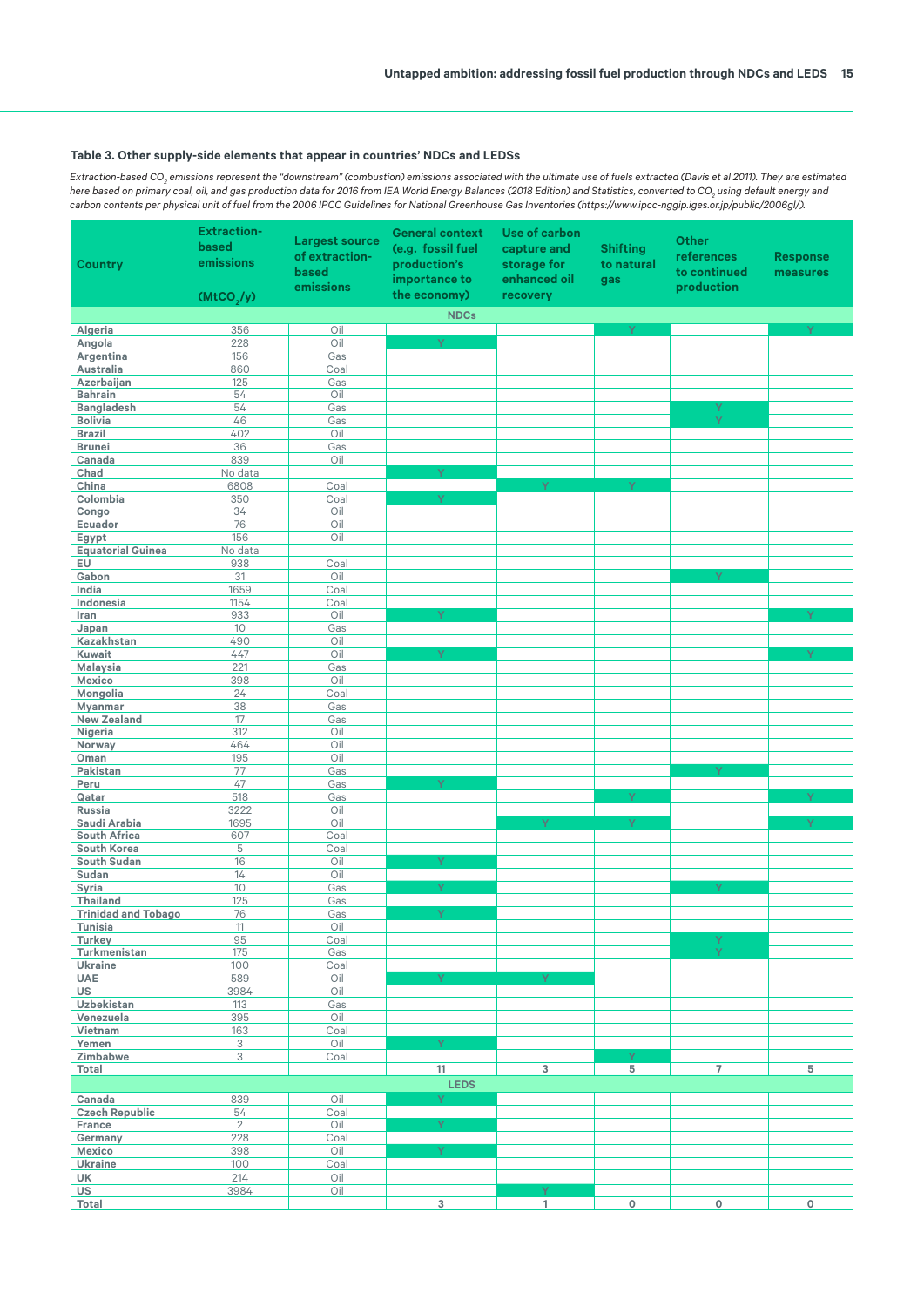**Table 3. Other supply-side elements that appear in countries' NDCs and LEDSs**

*Extraction-based $CO_2$ emissions represent the "downstream" (combustion) emissions associated with the ultimate use of fuels extracted (Davis et al 2011). They are estimated here based on primary coal, oil, and gas production data for 2016 from IEA World Energy Balances (2018 Edition) and Statistics, converted to $CO_2$ using default energy and carbon contents per physical unit of fuel from the 2006 IPCC Guidelines for National Greenhouse Gas Inventories (https://www.ipcc-nggip.iges.or.jp/public/2006gl/).*

| Country | Extraction-based emissions ($MtCO_2$/y) | Largest source of extraction-based emissions | General context (e.g. fossil fuel production's importance to the economy) | Use of carbon capture and storage for enhanced oil recovery | Shifting to natural gas | Other references to continued production | Response measures |
|---|---|---|---|---|---|---|---|
| **NDCs** | | | | | | | |
| Algeria | 356 | Oil | | | Y | | Y |
| Angola | 228 | Oil | Y | | | | |
| Argentina | 156 | Gas | | | | | |
| Australia | 860 | Coal | | | | | |
| Azerbaijan | 125 | Gas | | | | | |
| Bahrain | 54 | Oil | | | | | |
| Bangladesh | 54 | Gas | | | | Y | |
| Bolivia | 46 | Gas | | | | Y | |
| Brazil | 402 | Oil | | | | | |
| Brunei | 36 | Gas | | | | | |
| Canada | 839 | Oil | | | | | |
| Chad | No data | | Y | | | | |
| China | 6808 | Coal | | Y | Y | | |
| Colombia | 350 | Coal | Y | | | | |
| Congo | 34 | Oil | | | | | |
| Ecuador | 76 | Oil | | | | | |
| Egypt | 156 | Oil | | | | | |
| Equatorial Guinea | No data | | | | | | |
| EU | 938 | Coal | | | | | |
| Gabon | 31 | Oil | | | | Y | |
| India | 1659 | Coal | | | | | |
| Indonesia | 1154 | Coal | | | | | |
| Iran | 933 | Oil | Y | | | | Y |
| Japan | 10 | Gas | | | | | |
| Kazakhstan | 490 | Oil | | | | | |
| Kuwait | 447 | Oil | Y | | | | Y |
| Malaysia | 221 | Gas | | | | | |
| Mexico | 398 | Oil | | | | | |
| Mongolia | 24 | Coal | | | | | |
| Myanmar | 38 | Gas | | | | | |
| New Zealand | 17 | Gas | | | | | |
| Nigeria | 312 | Oil | | | | | |
| Norway | 464 | Oil | | | | | |
| Oman | 195 | Oil | | | | | |
| Pakistan | 77 | Gas | | | | Y | |
| Peru | 47 | Gas | Y | | | | |
| Qatar | 518 | Gas | | | Y | | Y |
| Russia | 3222 | Oil | | | | | |
| Saudi Arabia | 1695 | Oil | | Y | Y | | Y |
| South Africa | 607 | Coal | | | | | |
| South Korea | 5 | Coal | | | | | |
| South Sudan | 16 | Oil | Y | | | | |
| Sudan | 14 | Oil | | | | | |
| Syria | 10 | Gas | Y | | | Y | |
| Thailand | 125 | Gas | | | | | |
| Trinidad and Tobago | 76 | Gas | Y | | | | |
| Tunisia | 11 | Oil | | | | | |
| Turkey | 95 | Coal | | | | Y | |
| Turkmenistan | 175 | Gas | | | | Y | |
| Ukraine | 100 | Coal | | | | | |
| UAE | 589 | Oil | Y | Y | | | |
| US | 3984 | Oil | | | | | |
| Uzbekistan | 113 | Gas | | | | | |
| Venezuela | 395 | Oil | | | | | |
| Vietnam | 163 | Coal | | | | | |
| Yemen | 3 | Oil | Y | | | | |
| Zimbabwe | 3 | Coal | | | Y | | |
| Total | | | 11 | 3 | 5 | 7 | 5 |
| **LEDS** | | | | | | | |
| Canada | 839 | Oil | Y | | | | |
| Czech Republic | 54 | Coal | | | | | |
| France | 2 | Oil | Y | | | | |
| Germany | 228 | Coal | | | | | |
| Mexico | 398 | Oil | Y | | | | |
| Ukraine | 100 | Coal | | | | | |
| UK | 214 | Oil | | | | | |
| US | 3984 | Oil | | Y | | | |
| Total | | | 3 | 1 | 0 | 0 | 0 |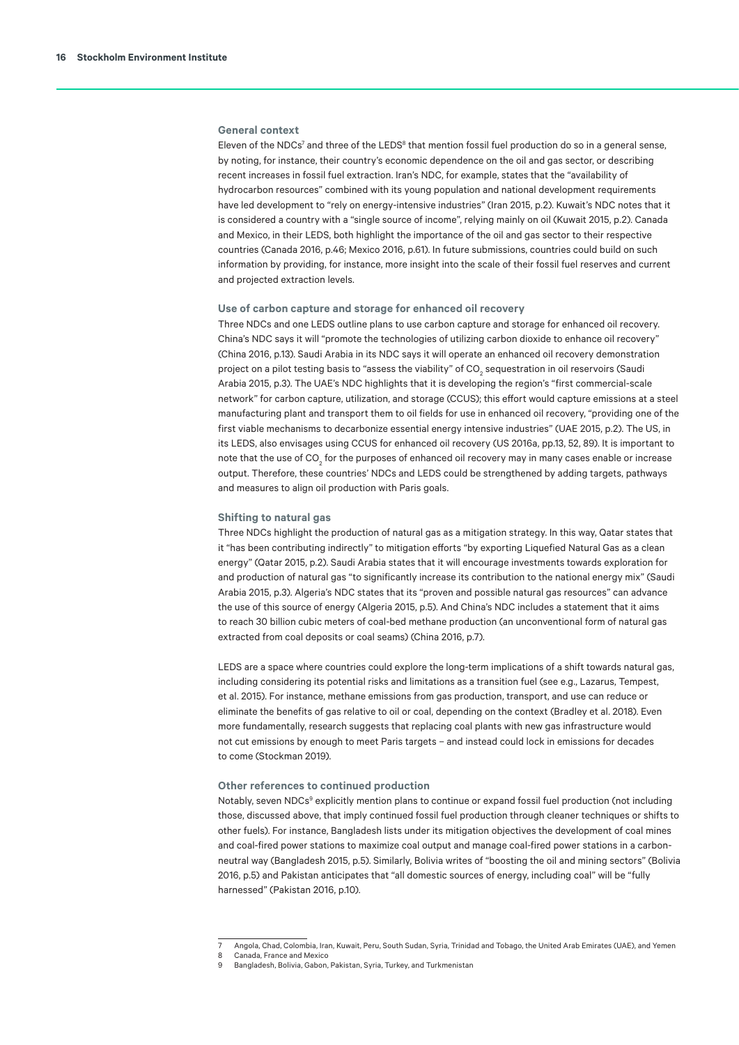### General context

Eleven of the NDCs[7] and three of the LEDS[8] that mention fossil fuel production do so in a general sense, by noting, for instance, their country's economic dependence on the oil and gas sector, or describing recent increases in fossil fuel extraction. Iran's NDC, for example, states that the "availability of hydrocarbon resources" combined with its young population and national development requirements have led development to "rely on energy-intensive industries" (Iran 2015, p.2). Kuwait's NDC notes that it is considered a country with a "single source of income", relying mainly on oil (Kuwait 2015, p.2). Canada and Mexico, in their LEDS, both highlight the importance of the oil and gas sector to their respective countries (Canada 2016, p.46; Mexico 2016, p.61). In future submissions, countries could build on such information by providing, for instance, more insight into the scale of their fossil fuel reserves and current and projected extraction levels.

### Use of carbon capture and storage for enhanced oil recovery

Three NDCs and one LEDS outline plans to use carbon capture and storage for enhanced oil recovery. China's NDC says it will "promote the technologies of utilizing carbon dioxide to enhance oil recovery" (China 2016, p.13). Saudi Arabia in its NDC says it will operate an enhanced oil recovery demonstration project on a pilot testing basis to "assess the viability" of $CO_2$ sequestration in oil reservoirs (Saudi Arabia 2015, p.3). The UAE's NDC highlights that it is developing the region's "first commercial-scale network" for carbon capture, utilization, and storage (CCUS); this effort would capture emissions at a steel manufacturing plant and transport them to oil fields for use in enhanced oil recovery, "providing one of the first viable mechanisms to decarbonize essential energy intensive industries" (UAE 2015, p.2). The US, in its LEDS, also envisages using CCUS for enhanced oil recovery (US 2016a, pp.13, 52, 89). It is important to note that the use of $CO_2$ for the purposes of enhanced oil recovery may in many cases enable or increase output. Therefore, these countries' NDCs and LEDS could be strengthened by adding targets, pathways and measures to align oil production with Paris goals.

### Shifting to natural gas

Three NDCs highlight the production of natural gas as a mitigation strategy. In this way, Qatar states that it "has been contributing indirectly" to mitigation efforts "by exporting Liquefied Natural Gas as a clean energy" (Qatar 2015, p.2). Saudi Arabia states that it will encourage investments towards exploration for and production of natural gas "to significantly increase its contribution to the national energy mix" (Saudi Arabia 2015, p.3). Algeria's NDC states that its "proven and possible natural gas resources" can advance the use of this source of energy (Algeria 2015, p.5). And China's NDC includes a statement that it aims to reach 30 billion cubic meters of coal-bed methane production (an unconventional form of natural gas extracted from coal deposits or coal seams) (China 2016, p.7).

LEDS are a space where countries could explore the long-term implications of a shift towards natural gas, including considering its potential risks and limitations as a transition fuel (see e.g., Lazarus, Tempest, et al. 2015). For instance, methane emissions from gas production, transport, and use can reduce or eliminate the benefits of gas relative to oil or coal, depending on the context (Bradley et al. 2018). Even more fundamentally, research suggests that replacing coal plants with new gas infrastructure would not cut emissions by enough to meet Paris targets – and instead could lock in emissions for decades to come (Stockman 2019).

### Other references to continued production

Notably, seven NDCs[9] explicitly mention plans to continue or expand fossil fuel production (not including those, discussed above, that imply continued fossil fuel production through cleaner techniques or shifts to other fuels). For instance, Bangladesh lists under its mitigation objectives the development of coal mines and coal-fired power stations to maximize coal output and manage coal-fired power stations in a carbon-neutral way (Bangladesh 2015, p.5). Similarly, Bolivia writes of "boosting the oil and mining sectors" (Bolivia 2016, p.5) and Pakistan anticipates that "all domestic sources of energy, including coal" will be "fully harnessed" (Pakistan 2016, p.10).

7 Angola, Chad, Colombia, Iran, Kuwait, Peru, South Sudan, Syria, Trinidad and Tobago, the United Arab Emirates (UAE), and Yemen
8 Canada, France and Mexico
9 Bangladesh, Bolivia, Gabon, Pakistan, Syria, Turkey, and Turkmenistan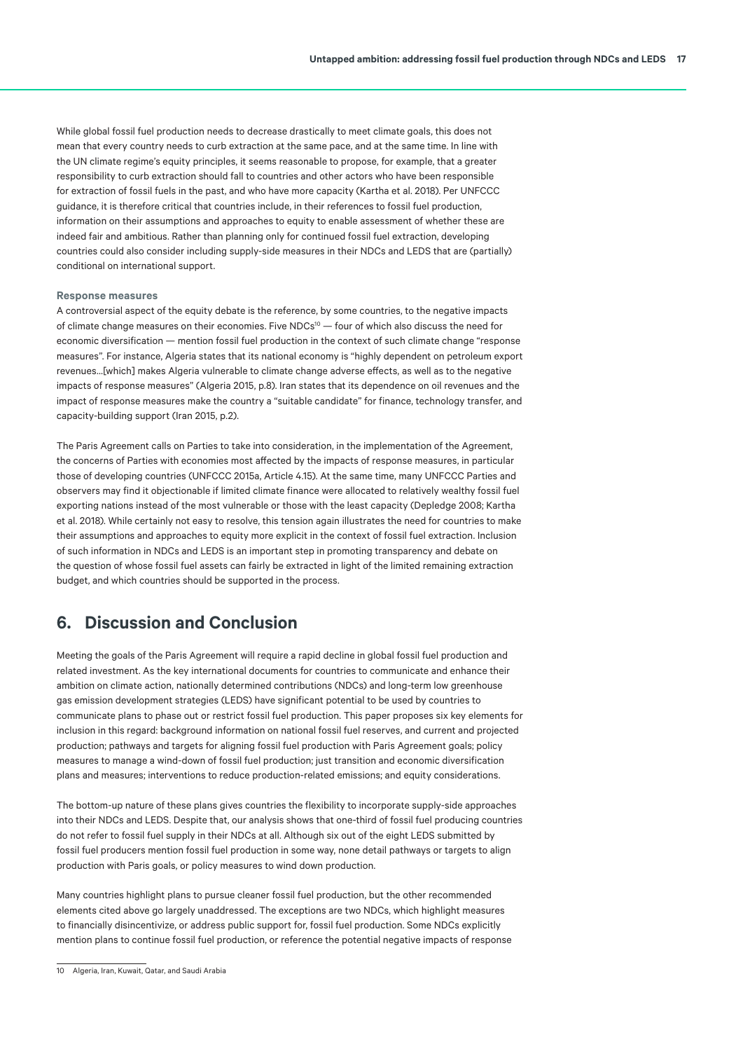While global fossil fuel production needs to decrease drastically to meet climate goals, this does not mean that every country needs to curb extraction at the same pace, and at the same time. In line with the UN climate regime's equity principles, it seems reasonable to propose, for example, that a greater responsibility to curb extraction should fall to countries and other actors who have been responsible for extraction of fossil fuels in the past, and who have more capacity (Kartha et al. 2018). Per UNFCCC guidance, it is therefore critical that countries include, in their references to fossil fuel production, information on their assumptions and approaches to equity to enable assessment of whether these are indeed fair and ambitious. Rather than planning only for continued fossil fuel extraction, developing countries could also consider including supply-side measures in their NDCs and LEDS that are (partially) conditional on international support.

#### Response measures

A controversial aspect of the equity debate is the reference, by some countries, to the negative impacts of climate change measures on their economies. Five NDCs[10] — four of which also discuss the need for economic diversification — mention fossil fuel production in the context of such climate change "response measures". For instance, Algeria states that its national economy is "highly dependent on petroleum export revenues...[which] makes Algeria vulnerable to climate change adverse effects, as well as to the negative impacts of response measures" (Algeria 2015, p.8). Iran states that its dependence on oil revenues and the impact of response measures make the country a "suitable candidate" for finance, technology transfer, and capacity-building support (Iran 2015, p.2).

The Paris Agreement calls on Parties to take into consideration, in the implementation of the Agreement, the concerns of Parties with economies most affected by the impacts of response measures, in particular those of developing countries (UNFCCC 2015a, Article 4.15). At the same time, many UNFCCC Parties and observers may find it objectionable if limited climate finance were allocated to relatively wealthy fossil fuel exporting nations instead of the most vulnerable or those with the least capacity (Depledge 2008; Kartha et al. 2018). While certainly not easy to resolve, this tension again illustrates the need for countries to make their assumptions and approaches to equity more explicit in the context of fossil fuel extraction. Inclusion of such information in NDCs and LEDS is an important step in promoting transparency and debate on the question of whose fossil fuel assets can fairly be extracted in light of the limited remaining extraction budget, and which countries should be supported in the process.

## 6. Discussion and Conclusion

Meeting the goals of the Paris Agreement will require a rapid decline in global fossil fuel production and related investment. As the key international documents for countries to communicate and enhance their ambition on climate action, nationally determined contributions (NDCs) and long-term low greenhouse gas emission development strategies (LEDS) have significant potential to be used by countries to communicate plans to phase out or restrict fossil fuel production. This paper proposes six key elements for inclusion in this regard: background information on national fossil fuel reserves, and current and projected production; pathways and targets for aligning fossil fuel production with Paris Agreement goals; policy measures to manage a wind-down of fossil fuel production; just transition and economic diversification plans and measures; interventions to reduce production-related emissions; and equity considerations.

The bottom-up nature of these plans gives countries the flexibility to incorporate supply-side approaches into their NDCs and LEDS. Despite that, our analysis shows that one-third of fossil fuel producing countries do not refer to fossil fuel supply in their NDCs at all. Although six out of the eight LEDS submitted by fossil fuel producers mention fossil fuel production in some way, none detail pathways or targets to align production with Paris goals, or policy measures to wind down production.

Many countries highlight plans to pursue cleaner fossil fuel production, but the other recommended elements cited above go largely unaddressed. The exceptions are two NDCs, which highlight measures to financially disincentivize, or address public support for, fossil fuel production. Some NDCs explicitly mention plans to continue fossil fuel production, or reference the potential negative impacts of response

[10] Algeria, Iran, Kuwait, Qatar, and Saudi Arabia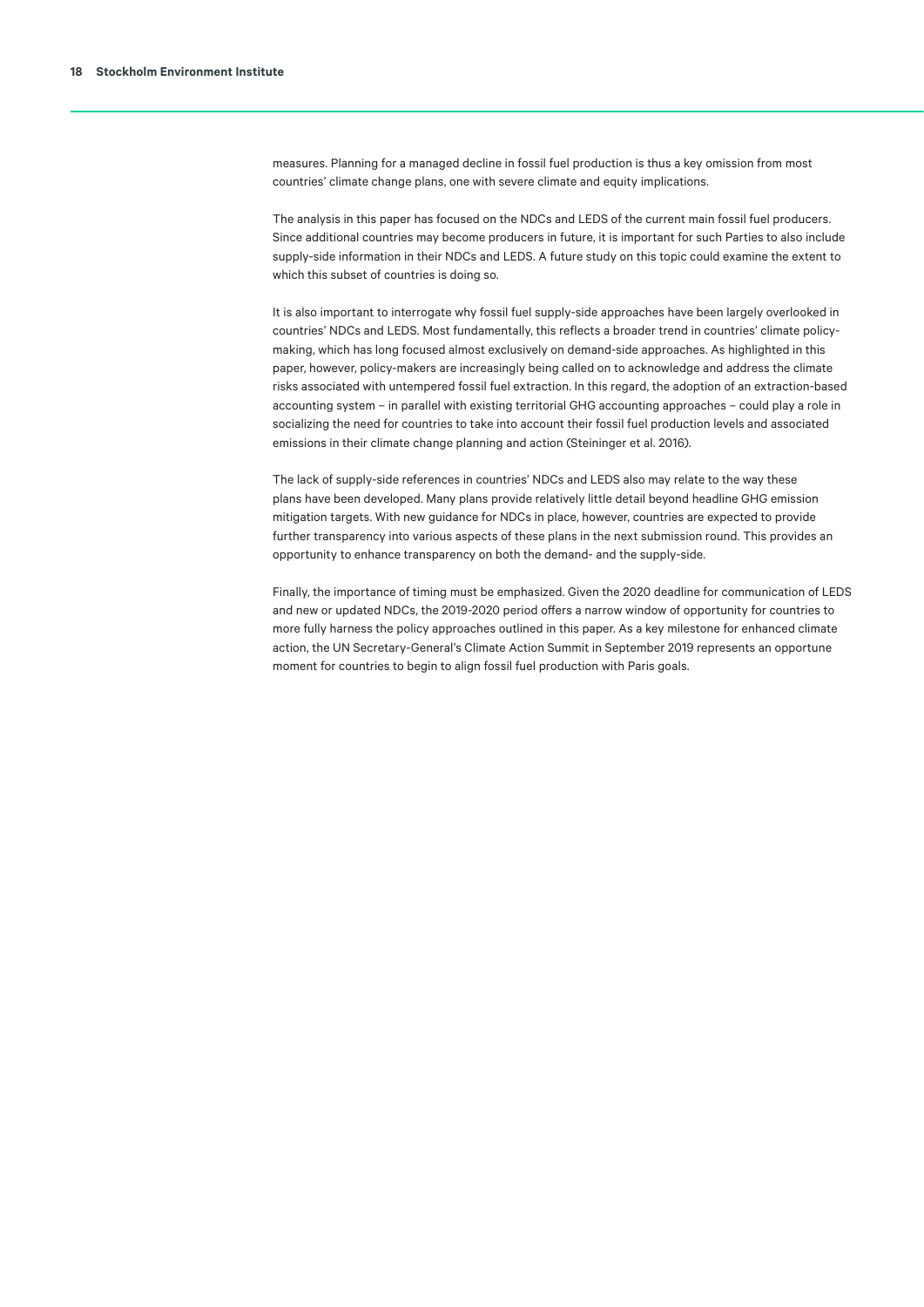measures. Planning for a managed decline in fossil fuel production is thus a key omission from most countries' climate change plans, one with severe climate and equity implications.

The analysis in this paper has focused on the NDCs and LEDS of the current main fossil fuel producers. Since additional countries may become producers in future, it is important for such Parties to also include supply-side information in their NDCs and LEDS. A future study on this topic could examine the extent to which this subset of countries is doing so.

It is also important to interrogate why fossil fuel supply-side approaches have been largely overlooked in countries' NDCs and LEDS. Most fundamentally, this reflects a broader trend in countries' climate policy-making, which has long focused almost exclusively on demand-side approaches. As highlighted in this paper, however, policy-makers are increasingly being called on to acknowledge and address the climate risks associated with untempered fossil fuel extraction. In this regard, the adoption of an extraction-based accounting system – in parallel with existing territorial GHG accounting approaches – could play a role in socializing the need for countries to take into account their fossil fuel production levels and associated emissions in their climate change planning and action (Steininger et al. 2016).

The lack of supply-side references in countries' NDCs and LEDS also may relate to the way these plans have been developed. Many plans provide relatively little detail beyond headline GHG emission mitigation targets. With new guidance for NDCs in place, however, countries are expected to provide further transparency into various aspects of these plans in the next submission round. This provides an opportunity to enhance transparency on both the demand- and the supply-side.

Finally, the importance of timing must be emphasized. Given the 2020 deadline for communication of LEDS and new or updated NDCs, the 2019-2020 period offers a narrow window of opportunity for countries to more fully harness the policy approaches outlined in this paper. As a key milestone for enhanced climate action, the UN Secretary-General's Climate Action Summit in September 2019 represents an opportune moment for countries to begin to align fossil fuel production with Paris goals.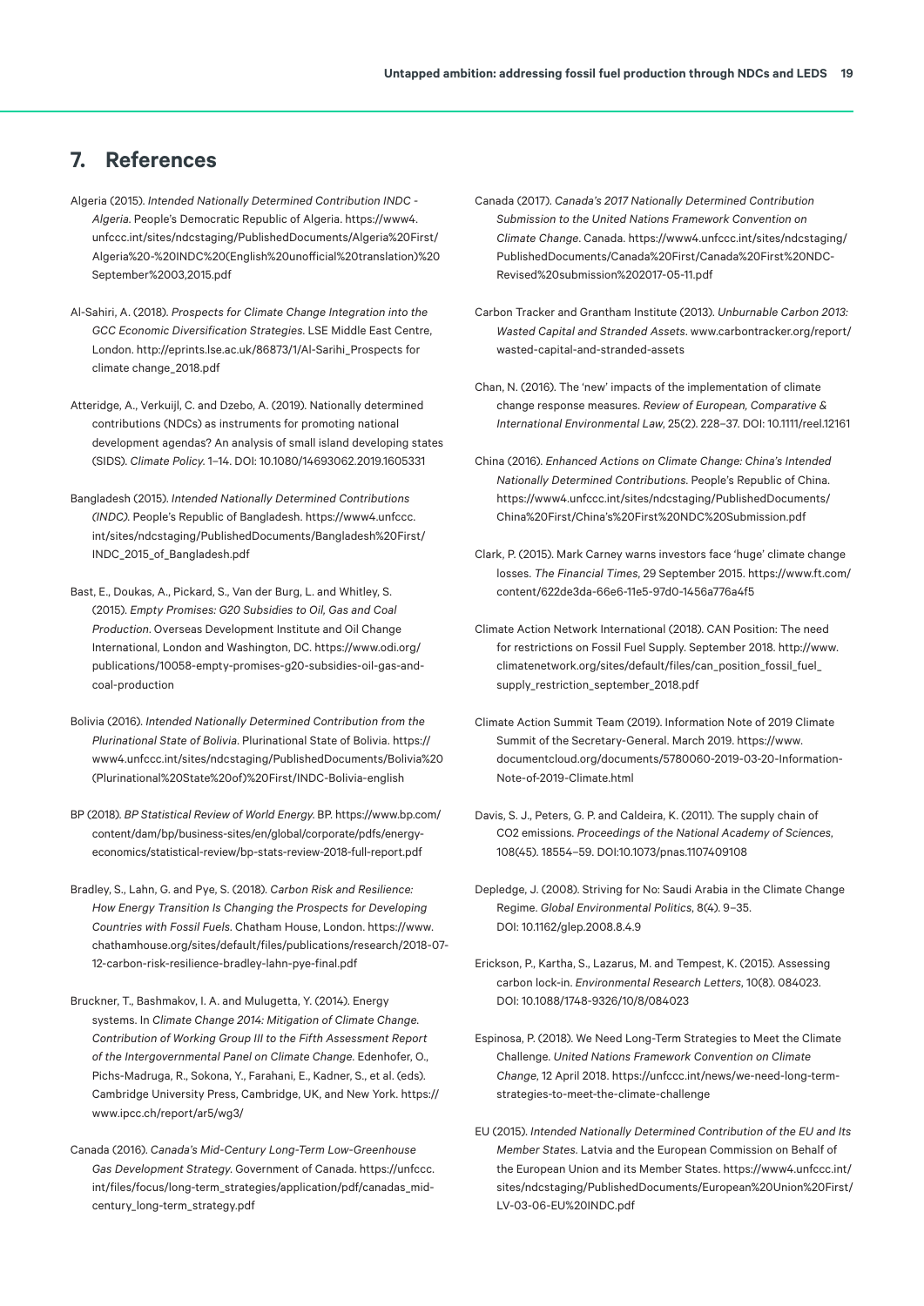## 7. References

Algeria (2015). *Intended Nationally Determined Contribution INDC - Algeria*. People's Democratic Republic of Algeria. https://www4.unfccc.int/sites/ndcstaging/PublishedDocuments/Algeria%20First/Algeria%20-%20INDC%20(English%20unofficial%20translation)%20September%2003,2015.pdf

Al-Sahiri, A. (2018). *Prospects for Climate Change Integration into the GCC Economic Diversification Strategies*. LSE Middle East Centre, London. http://eprints.lse.ac.uk/86873/1/Al-Sarihi_Prospects for climate change_2018.pdf

Atteridge, A., Verkuijl, C. and Dzebo, A. (2019). Nationally determined contributions (NDCs) as instruments for promoting national development agendas? An analysis of small island developing states (SIDS). *Climate Policy*. 1–14. DOI: 10.1080/14693062.2019.1605331

Bangladesh (2015). *Intended Nationally Determined Contributions (INDC)*. People's Republic of Bangladesh. https://www4.unfccc.int/sites/ndcstaging/PublishedDocuments/Bangladesh%20First/INDC_2015_of_Bangladesh.pdf

Bast, E., Doukas, A., Pickard, S., Van der Burg, L. and Whitley, S. (2015). *Empty Promises: G20 Subsidies to Oil, Gas and Coal Production*. Overseas Development Institute and Oil Change International, London and Washington, DC. https://www.odi.org/publications/10058-empty-promises-g20-subsidies-oil-gas-and-coal-production

Bolivia (2016). *Intended Nationally Determined Contribution from the Plurinational State of Bolivia*. Plurinational State of Bolivia. https://www4.unfccc.int/sites/ndcstaging/PublishedDocuments/Bolivia%20(Plurinational%20State%20of)%20First/INDC-Bolivia-english

BP (2018). *BP Statistical Review of World Energy*. BP. https://www.bp.com/content/dam/bp/business-sites/en/global/corporate/pdfs/energy-economics/statistical-review/bp-stats-review-2018-full-report.pdf

Bradley, S., Lahn, G. and Pye, S. (2018). *Carbon Risk and Resilience: How Energy Transition Is Changing the Prospects for Developing Countries with Fossil Fuels*. Chatham House, London. https://www.chathamhouse.org/sites/default/files/publications/research/2018-07-12-carbon-risk-resilience-bradley-lahn-pye-final.pdf

Bruckner, T., Bashmakov, I. A. and Mulugetta, Y. (2014). Energy systems. In *Climate Change 2014: Mitigation of Climate Change. Contribution of Working Group III to the Fifth Assessment Report of the Intergovernmental Panel on Climate Change*. Edenhofer, O., Pichs-Madruga, R., Sokona, Y., Farahani, E., Kadner, S., et al. (eds). Cambridge University Press, Cambridge, UK, and New York. https://www.ipcc.ch/report/ar5/wg3/

Canada (2016). *Canada's Mid-Century Long-Term Low-Greenhouse Gas Development Strategy*. Government of Canada. https://unfccc.int/files/focus/long-term_strategies/application/pdf/canadas_mid-century_long-term_strategy.pdf

Canada (2017). *Canada's 2017 Nationally Determined Contribution Submission to the United Nations Framework Convention on Climate Change*. Canada. https://www4.unfccc.int/sites/ndcstaging/PublishedDocuments/Canada%20First/Canada%20First%20NDC-Revised%20submission%202017-05-11.pdf

Carbon Tracker and Grantham Institute (2013). *Unburnable Carbon 2013: Wasted Capital and Stranded Assets*. www.carbontracker.org/report/wasted-capital-and-stranded-assets

Chan, N. (2016). The 'new' impacts of the implementation of climate change response measures. *Review of European, Comparative & International Environmental Law*, 25(2). 228–37. DOI: 10.1111/reel.12161

China (2016). *Enhanced Actions on Climate Change: China's Intended Nationally Determined Contributions*. People's Republic of China. https://www4.unfccc.int/sites/ndcstaging/PublishedDocuments/China%20First/China's%20First%20NDC%20Submission.pdf

Clark, P. (2015). Mark Carney warns investors face 'huge' climate change losses. *The Financial Times*, 29 September 2015. https://www.ft.com/content/622de3da-66e6-11e5-97d0-1456a776a4f5

Climate Action Network International (2018). CAN Position: The need for restrictions on Fossil Fuel Supply. September 2018. http://www.climatenetwork.org/sites/default/files/can_position_fossil_fuel_supply_restriction_september_2018.pdf

Climate Action Summit Team (2019). Information Note of 2019 Climate Summit of the Secretary-General. March 2019. https://www.documentcloud.org/documents/5780060-2019-03-20-Information-Note-of-2019-Climate.html

Davis, S. J., Peters, G. P. and Caldeira, K. (2011). The supply chain of CO2 emissions. *Proceedings of the National Academy of Sciences*, 108(45). 18554–59. DOI:10.1073/pnas.1107409108

Depledge, J. (2008). Striving for No: Saudi Arabia in the Climate Change Regime. *Global Environmental Politics*, 8(4). 9–35. DOI: 10.1162/glep.2008.8.4.9

Erickson, P., Kartha, S., Lazarus, M. and Tempest, K. (2015). Assessing carbon lock-in. *Environmental Research Letters*, 10(8). 084023. DOI: 10.1088/1748-9326/10/8/084023

Espinosa, P. (2018). We Need Long-Term Strategies to Meet the Climate Challenge. *United Nations Framework Convention on Climate Change*, 12 April 2018. https://unfccc.int/news/we-need-long-term-strategies-to-meet-the-climate-challenge

EU (2015). *Intended Nationally Determined Contribution of the EU and Its Member States*. Latvia and the European Commission on Behalf of the European Union and its Member States. https://www4.unfccc.int/sites/ndcstaging/PublishedDocuments/European%20Union%20First/LV-03-06-EU%20INDC.pdf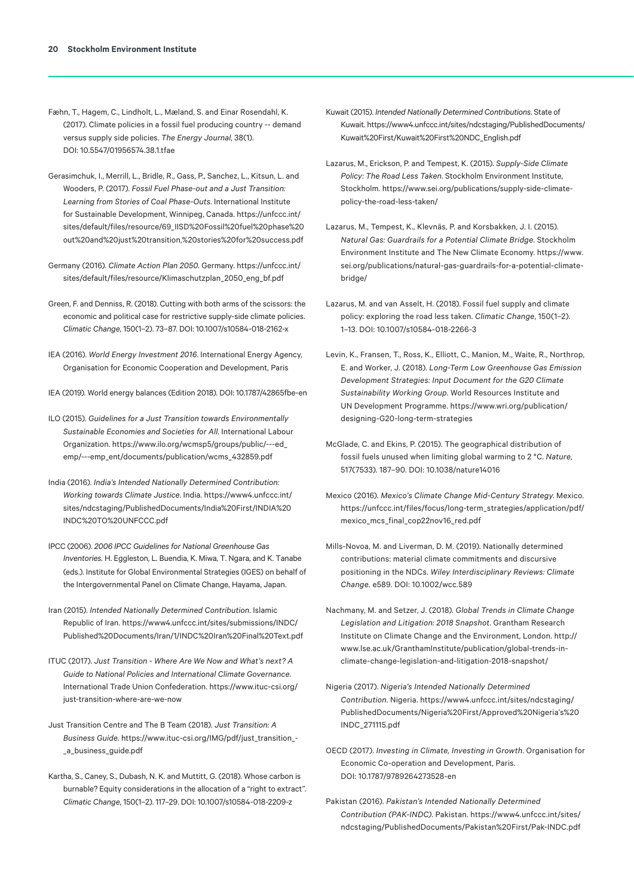Fæhn, T., Hagem, C., Lindholt, L., Mæland, S. and Einar Rosendahl, K. (2017). Climate policies in a fossil fuel producing country -- demand versus supply side policies. *The Energy Journal*, 38(1). DOI: 10.5547/01956574.38.1.tfae

Gerasimchuk, I., Merrill, L., Bridle, R., Gass, P., Sanchez, L., Kitsun, L. and Wooders, P. (2017). *Fossil Fuel Phase-out and a Just Transition: Learning from Stories of Coal Phase-Outs*. International Institute for Sustainable Development, Winnipeg, Canada. https://unfccc.int/sites/default/files/resource/69_IISD%20Fossil%20fuel%20phase%20out%20and%20just%20transition,%20stories%20for%20success.pdf

Germany (2016). *Climate Action Plan 2050*. Germany. https://unfccc.int/sites/default/files/resource/Klimaschutzplan_2050_eng_bf.pdf

Green, F. and Denniss, R. (2018). Cutting with both arms of the scissors: the economic and political case for restrictive supply-side climate policies. *Climatic Change*, 150(1–2). 73–87. DOI: 10.1007/s10584-018-2162-x

IEA (2016). *World Energy Investment 2016*. International Energy Agency, Organisation for Economic Cooperation and Development, Paris

IEA (2019). World energy balances (Edition 2018). DOI: 10.1787/42865fbe-en

ILO (2015). *Guidelines for a Just Transition towards Environmentally Sustainable Economies and Societies for All*. International Labour Organization. https://www.ilo.org/wcmsp5/groups/public/---ed_emp/---emp_ent/documents/publication/wcms_432859.pdf

India (2016). *India's Intended Nationally Determined Contribution: Working towards Climate Justice*. India. https://www4.unfccc.int/sites/ndcstaging/PublishedDocuments/India%20First/INDIA%20INDC%20TO%20UNFCCC.pdf

IPCC (2006). *2006 IPCC Guidelines for National Greenhouse Gas Inventories*. H. Eggleston, L. Buendia, K. Miwa, T. Ngara, and K. Tanabe (eds.). Institute for Global Environmental Strategies (IGES) on behalf of the Intergovernmental Panel on Climate Change, Hayama, Japan.

Iran (2015). *Intended Nationally Determined Contribution*. Islamic Republic of Iran. https://www4.unfccc.int/sites/submissions/INDC/Published%20Documents/Iran/1/INDC%20Iran%20Final%20Text.pdf

ITUC (2017). *Just Transition - Where Are We Now and What's next? A Guide to National Policies and International Climate Governance*. International Trade Union Confederation. https://www.ituc-csi.org/just-transition-where-are-we-now

Just Transition Centre and The B Team (2018). *Just Transition: A Business Guide*. https://www.ituc-csi.org/IMG/pdf/just_transition_-_a_business_guide.pdf

Kartha, S., Caney, S., Dubash, N. K. and Muttitt, G. (2018). Whose carbon is burnable? Equity considerations in the allocation of a "right to extract". *Climatic Change*, 150(1–2). 117–29. DOI: 10.1007/s10584-018-2209-z

Kuwait (2015). *Intended Nationally Determined Contributions*. State of Kuwait. https://www4.unfccc.int/sites/ndcstaging/PublishedDocuments/Kuwait%20First/Kuwait%20First%20NDC_English.pdf

Lazarus, M., Erickson, P. and Tempest, K. (2015). *Supply-Side Climate Policy: The Road Less Taken*. Stockholm Environment Institute, Stockholm. https://www.sei.org/publications/supply-side-climate-policy-the-road-less-taken/

Lazarus, M., Tempest, K., Klevnäs, P. and Korsbakken, J. I. (2015). *Natural Gas: Guardrails for a Potential Climate Bridge*. Stockholm Environment Institute and The New Climate Economy. https://www.sei.org/publications/natural-gas-guardrails-for-a-potential-climate-bridge/

Lazarus, M. and van Asselt, H. (2018). Fossil fuel supply and climate policy: exploring the road less taken. *Climatic Change*, 150(1–2). 1–13. DOI: 10.1007/s10584-018-2266-3

Levin, K., Fransen, T., Ross, K., Elliott, C., Manion, M., Waite, R., Northrop, E. and Worker, J. (2018). *Long-Term Low Greenhouse Gas Emission Development Strategies: Input Document for the G20 Climate Sustainability Working Group*. World Resources Institute and UN Development Programme. https://www.wri.org/publication/designing-G20-long-term-strategies

McGlade, C. and Ekins, P. (2015). The geographical distribution of fossil fuels unused when limiting global warming to 2 °C. *Nature*, 517(7533). 187–90. DOI: 10.1038/nature14016

Mexico (2016). *Mexico's Climate Change Mid-Century Strategy*. Mexico. https://unfccc.int/files/focus/long-term_strategies/application/pdf/mexico_mcs_final_cop22nov16_red.pdf

Mills-Novoa, M. and Liverman, D. M. (2019). Nationally determined contributions: material climate commitments and discursive positioning in the NDCs. *Wiley Interdisciplinary Reviews: Climate Change*. e589. DOI: 10.1002/wcc.589

Nachmany, M. and Setzer, J. (2018). *Global Trends in Climate Change Legislation and Litigation: 2018 Snapshot*. Grantham Research Institute on Climate Change and the Environment, London. http://www.lse.ac.uk/GranthamInstitute/publication/global-trends-in-climate-change-legislation-and-litigation-2018-snapshot/

Nigeria (2017). *Nigeria's Intended Nationally Determined Contribution*. Nigeria. https://www4.unfccc.int/sites/ndcstaging/PublishedDocuments/Nigeria%20First/Approved%20Nigeria's%20INDC_271115.pdf

OECD (2017). *Investing in Climate, Investing in Growth*. Organisation for Economic Co-operation and Development, Paris. DOI: 10.1787/9789264273528-en

Pakistan (2016). *Pakistan's Intended Nationally Determined Contribution (PAK-INDC)*. Pakistan. https://www4.unfccc.int/sites/ndcstaging/PublishedDocuments/Pakistan%20First/Pak-INDC.pdf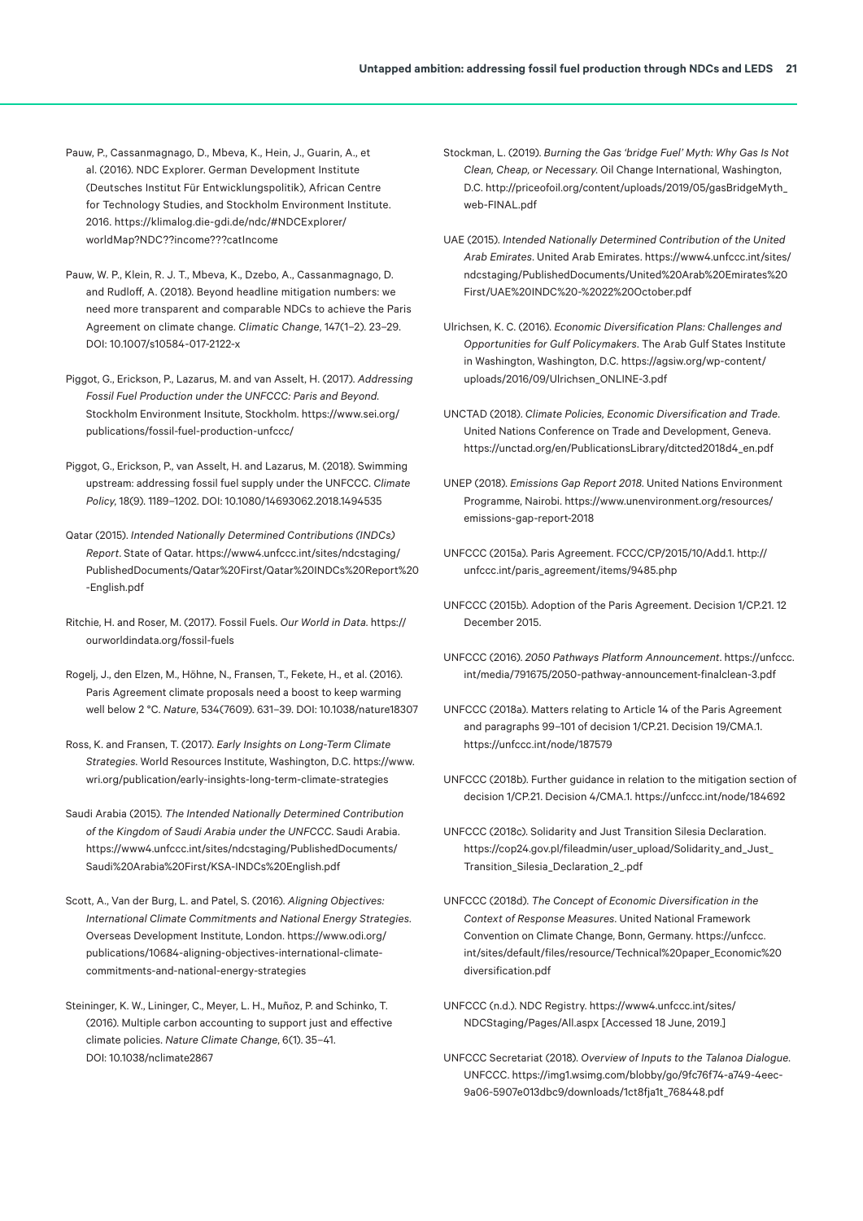Pauw, P., Cassanmagnago, D., Mbeva, K., Hein, J., Guarin, A., et al. (2016). NDC Explorer. German Development Institute (Deutsches Institut Für Entwicklungspolitik), African Centre for Technology Studies, and Stockholm Environment Institute. 2016. https://klimalog.die-gdi.de/ndc/#NDCExplorer/worldMap?NDC??income???catIncome

Pauw, W. P., Klein, R. J. T., Mbeva, K., Dzebo, A., Cassanmagnago, D. and Rudloff, A. (2018). Beyond headline mitigation numbers: we need more transparent and comparable NDCs to achieve the Paris Agreement on climate change. *Climatic Change*, 147(1–2). 23–29. DOI: 10.1007/s10584-017-2122-x

Piggot, G., Erickson, P., Lazarus, M. and van Asselt, H. (2017). *Addressing Fossil Fuel Production under the UNFCCC: Paris and Beyond*. Stockholm Environment Insitute, Stockholm. https://www.sei.org/publications/fossil-fuel-production-unfccc/

Piggot, G., Erickson, P., van Asselt, H. and Lazarus, M. (2018). Swimming upstream: addressing fossil fuel supply under the UNFCCC. *Climate Policy*, 18(9). 1189–1202. DOI: 10.1080/14693062.2018.1494535

Qatar (2015). *Intended Nationally Determined Contributions (INDCs) Report*. State of Qatar. https://www4.unfccc.int/sites/ndcstaging/PublishedDocuments/Qatar%20First/Qatar%20INDCs%20Report%20-English.pdf

Ritchie, H. and Roser, M. (2017). Fossil Fuels. *Our World in Data*. https://ourworldindata.org/fossil-fuels

Rogelj, J., den Elzen, M., Höhne, N., Fransen, T., Fekete, H., et al. (2016). Paris Agreement climate proposals need a boost to keep warming well below 2 °C. *Nature*, 534(7609). 631–39. DOI: 10.1038/nature18307

Ross, K. and Fransen, T. (2017). *Early Insights on Long-Term Climate Strategies*. World Resources Institute, Washington, D.C. https://www.wri.org/publication/early-insights-long-term-climate-strategies

Saudi Arabia (2015). *The Intended Nationally Determined Contribution of the Kingdom of Saudi Arabia under the UNFCCC*. Saudi Arabia. https://www4.unfccc.int/sites/ndcstaging/PublishedDocuments/Saudi%20Arabia%20First/KSA-INDCs%20English.pdf

Scott, A., Van der Burg, L. and Patel, S. (2016). *Aligning Objectives: International Climate Commitments and National Energy Strategies*. Overseas Development Institute, London. https://www.odi.org/publications/10684-aligning-objectives-international-climate-commitments-and-national-energy-strategies

Steininger, K. W., Lininger, C., Meyer, L. H., Muñoz, P. and Schinko, T. (2016). Multiple carbon accounting to support just and effective climate policies. *Nature Climate Change*, 6(1). 35–41. DOI: 10.1038/nclimate2867

Stockman, L. (2019). *Burning the Gas 'bridge Fuel' Myth: Why Gas Is Not Clean, Cheap, or Necessary*. Oil Change International, Washington, D.C. http://priceofoil.org/content/uploads/2019/05/gasBridgeMyth_web-FINAL.pdf

UAE (2015). *Intended Nationally Determined Contribution of the United Arab Emirates*. United Arab Emirates. https://www4.unfccc.int/sites/ndcstaging/PublishedDocuments/United%20Arab%20Emirates%20First/UAE%20INDC%20-%2022%20October.pdf

Ulrichsen, K. C. (2016). *Economic Diversification Plans: Challenges and Opportunities for Gulf Policymakers*. The Arab Gulf States Institute in Washington, Washington, D.C. https://agsiw.org/wp-content/uploads/2016/09/Ulrichsen_ONLINE-3.pdf

UNCTAD (2018). *Climate Policies, Economic Diversification and Trade*. United Nations Conference on Trade and Development, Geneva. https://unctad.org/en/PublicationsLibrary/ditcted2018d4_en.pdf

UNEP (2018). *Emissions Gap Report 2018*. United Nations Environment Programme, Nairobi. https://www.unenvironment.org/resources/emissions-gap-report-2018

UNFCCC (2015a). Paris Agreement. FCCC/CP/2015/10/Add.1. http://unfccc.int/paris_agreement/items/9485.php

UNFCCC (2015b). Adoption of the Paris Agreement. Decision 1/CP.21. 12 December 2015.

UNFCCC (2016). *2050 Pathways Platform Announcement*. https://unfccc.int/media/791675/2050-pathway-announcement-finalclean-3.pdf

UNFCCC (2018a). Matters relating to Article 14 of the Paris Agreement and paragraphs 99–101 of decision 1/CP.21. Decision 19/CMA.1. https://unfccc.int/node/187579

UNFCCC (2018b). Further guidance in relation to the mitigation section of decision 1/CP.21. Decision 4/CMA.1. https://unfccc.int/node/184692

UNFCCC (2018c). Solidarity and Just Transition Silesia Declaration. https://cop24.gov.pl/fileadmin/user_upload/Solidarity_and_Just_Transition_Silesia_Declaration_2_.pdf

UNFCCC (2018d). *The Concept of Economic Diversification in the Context of Response Measures*. United National Framework Convention on Climate Change, Bonn, Germany. https://unfccc.int/sites/default/files/resource/Technical%20paper_Economic%20diversification.pdf

UNFCCC (n.d.). NDC Registry. https://www4.unfccc.int/sites/NDCStaging/Pages/All.aspx [Accessed 18 June, 2019.]

UNFCCC Secretariat (2018). *Overview of Inputs to the Talanoa Dialogue*. UNFCCC. https://img1.wsimg.com/blobby/go/9fc76f74-a749-4eec-9a06-5907e013dbc9/downloads/1ct8fja1t_768448.pdf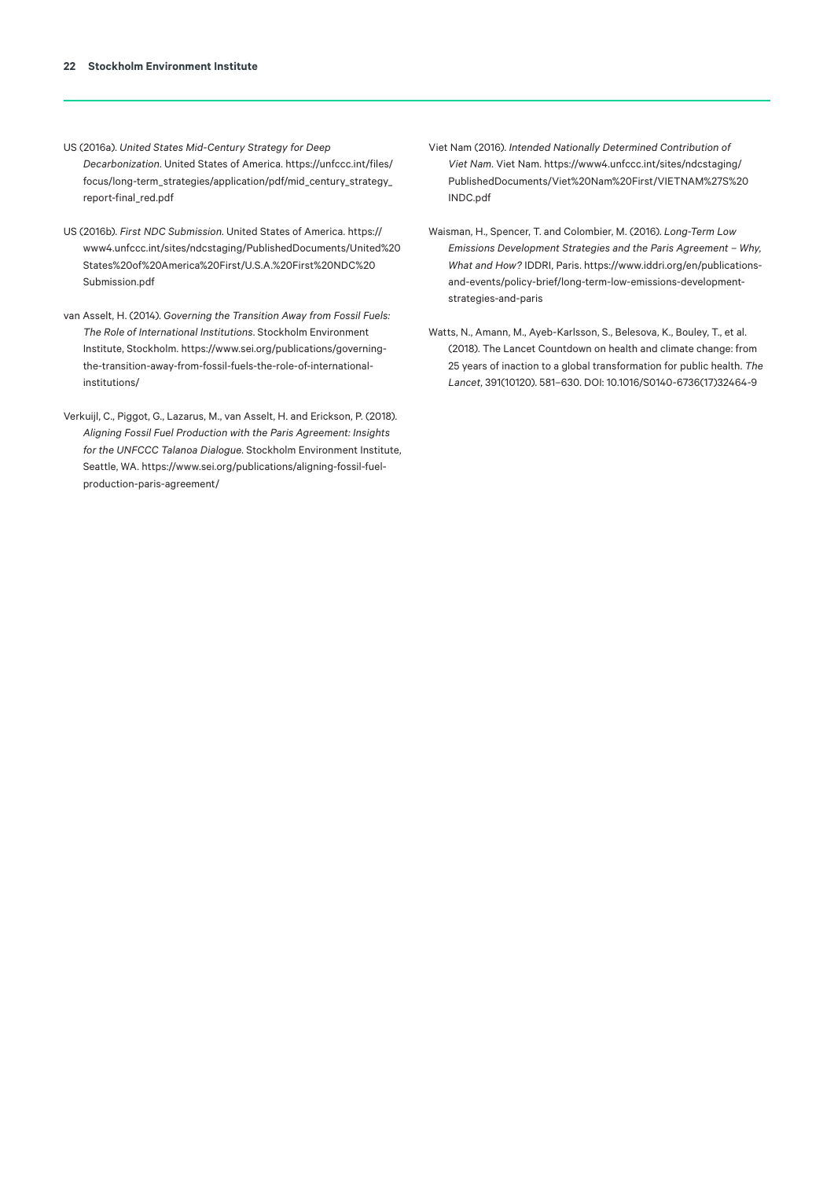US (2016a). *United States Mid-Century Strategy for Deep Decarbonization*. United States of America. https://unfccc.int/files/focus/long-term_strategies/application/pdf/mid_century_strategy_report-final_red.pdf

US (2016b). *First NDC Submission*. United States of America. https://www4.unfccc.int/sites/ndcstaging/PublishedDocuments/United%20States%20of%20America%20First/U.S.A.%20First%20NDC%20Submission.pdf

van Asselt, H. (2014). *Governing the Transition Away from Fossil Fuels: The Role of International Institutions*. Stockholm Environment Institute, Stockholm. https://www.sei.org/publications/governing-the-transition-away-from-fossil-fuels-the-role-of-international-institutions/

Verkuijl, C., Piggot, G., Lazarus, M., van Asselt, H. and Erickson, P. (2018). *Aligning Fossil Fuel Production with the Paris Agreement: Insights for the UNFCCC Talanoa Dialogue*. Stockholm Environment Institute, Seattle, WA. https://www.sei.org/publications/aligning-fossil-fuel-production-paris-agreement/

Viet Nam (2016). *Intended Nationally Determined Contribution of Viet Nam*. Viet Nam. https://www4.unfccc.int/sites/ndcstaging/PublishedDocuments/Viet%20Nam%20First/VIETNAM%27S%20INDC.pdf

Waisman, H., Spencer, T. and Colombier, M. (2016). *Long-Term Low Emissions Development Strategies and the Paris Agreement – Why, What and How?* IDDRI, Paris. https://www.iddri.org/en/publications-and-events/policy-brief/long-term-low-emissions-development-strategies-and-paris

Watts, N., Amann, M., Ayeb-Karlsson, S., Belesova, K., Bouley, T., et al. (2018). The Lancet Countdown on health and climate change: from 25 years of inaction to a global transformation for public health. *The Lancet*, 391(10120). 581–630. DOI: 10.1016/S0140-6736(17)32464-9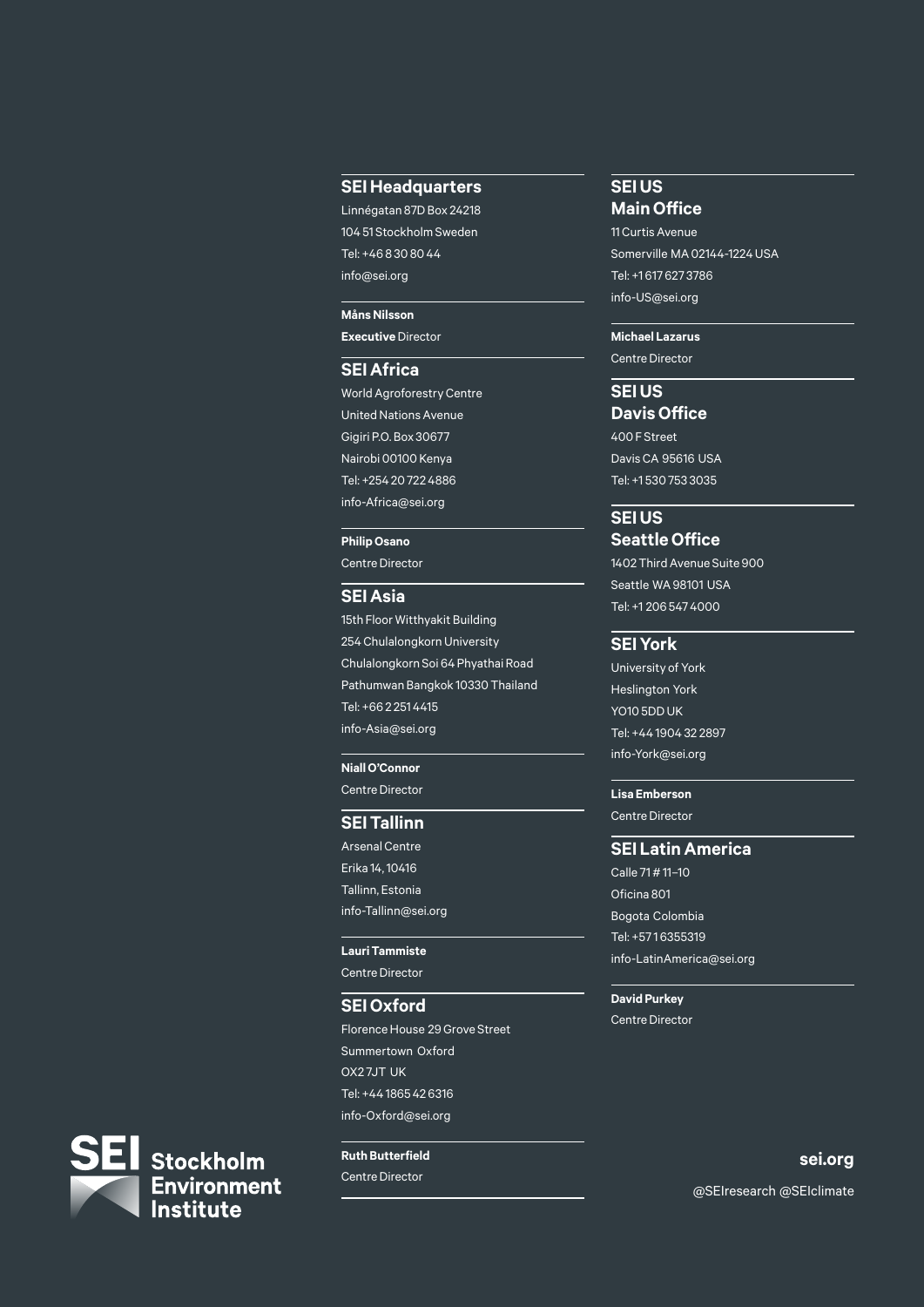## SEI Headquarters

Linnégatan 87D Box 24218
104 51 Stockholm Sweden
Tel: +46 8 30 80 44
info@sei.org

**Måns Nilsson**
**Executive** Director

## SEI Africa

World Agroforestry Centre
United Nations Avenue
Gigiri P.O. Box 30677
Nairobi 00100 Kenya
Tel: +254 20 722 4886
info-Africa@sei.org

**Philip Osano**
Centre Director

## SEI Asia

15th Floor Witthyakit Building
254 Chulalongkorn University
Chulalongkorn Soi 64 Phyathai Road
Pathumwan Bangkok 10330 Thailand
Tel: +66 2 251 4415
info-Asia@sei.org

**Niall O'Connor**
Centre Director

## SEI Tallinn

Arsenal Centre
Erika 14, 10416
Tallinn, Estonia
info-Tallinn@sei.org

**Lauri Tammiste**
Centre Director

## SEI Oxford

Florence House 29 Grove Street
Summertown Oxford
OX2 7JT UK
Tel: +44 1865 42 6316
info-Oxford@sei.org

**Ruth Butterfield**
Centre Director

## SEI US Main Office

11 Curtis Avenue
Somerville MA 02144-1224 USA
Tel: +1 617 627 3786
info-US@sei.org

**Michael Lazarus**
Centre Director

## SEI US Davis Office

400 F Street
Davis CA 95616 USA
Tel: +1 530 753 3035

## SEI US Seattle Office

1402 Third Avenue Suite 900
Seattle WA 98101 USA
Tel: +1 206 547 4000

## SEI York

University of York
Heslington York
YO10 5DD UK
Tel: +44 1904 32 2897
info-York@sei.org

**Lisa Emberson**
Centre Director

## SEI Latin America

Calle 71 # 11–10
Oficina 801
Bogota Colombia
Tel: +57 1 6355319
info-LatinAmerica@sei.org

**David Purkey**
Centre Director

SEI Stockholm Environment Institute

**sei.org**

@SEIresearch @SEIclimate